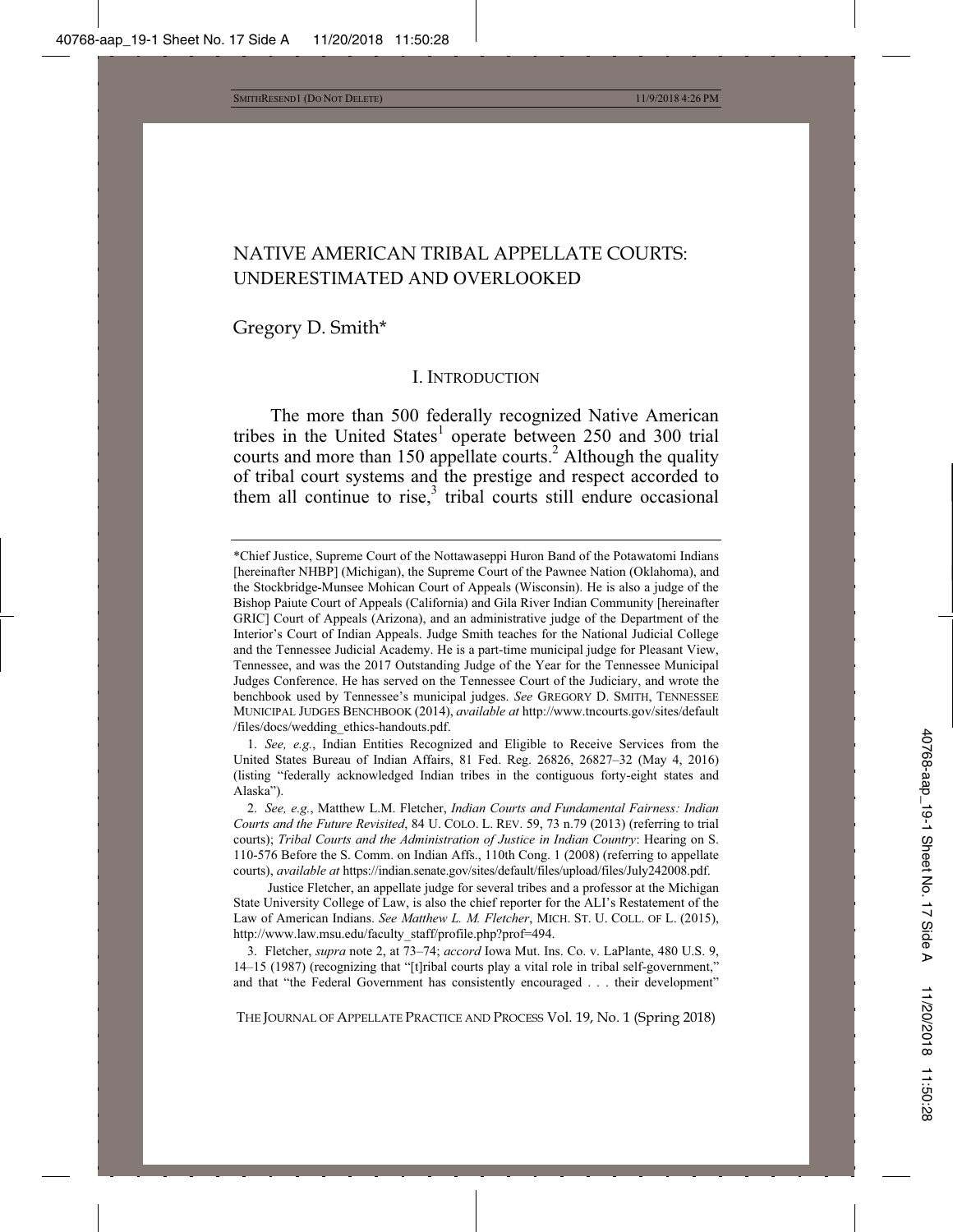# NATIVE AMERICAN TRIBAL APPELLATE COURTS: UNDERESTIMATED AND OVERLOOKED

Gregory D. Smith*

## I. INTRODUCTION

The more than 500 federally recognized Native American tribes in the United States[1] operate between 250 and 300 trial courts and more than 150 appellate courts.[2] Although the quality of tribal court systems and the prestige and respect accorded to them all continue to rise,[3] tribal courts still endure occasional

---

\*Chief Justice, Supreme Court of the Nottawaseppi Huron Band of the Potawatomi Indians [hereinafter NHBP] (Michigan), the Supreme Court of the Pawnee Nation (Oklahoma), and the Stockbridge-Munsee Mohican Court of Appeals (Wisconsin). He is also a judge of the Bishop Paiute Court of Appeals (California) and Gila River Indian Community [hereinafter GRIC] Court of Appeals (Arizona), and an administrative judge of the Department of the Interior's Court of Indian Appeals. Judge Smith teaches for the National Judicial College and the Tennessee Judicial Academy. He is a part-time municipal judge for Pleasant View, Tennessee, and was the 2017 Outstanding Judge of the Year for the Tennessee Municipal Judges Conference. He has served on the Tennessee Court of the Judiciary, and wrote the benchbook used by Tennessee's municipal judges. *See* GREGORY D. SMITH, TENNESSEE MUNICIPAL JUDGES BENCHBOOK (2014), *available at* http://www.tncourts.gov/sites/default/files/docs/wedding_ethics-handouts.pdf.

1. *See, e.g.*, Indian Entities Recognized and Eligible to Receive Services from the United States Bureau of Indian Affairs, 81 Fed. Reg. 26826, 26827–32 (May 4, 2016) (listing "federally acknowledged Indian tribes in the contiguous forty-eight states and Alaska").

2. *See, e.g.*, Matthew L.M. Fletcher, *Indian Courts and Fundamental Fairness: Indian Courts and the Future Revisited*, 84 U. COLO. L. REV. 59, 73 n.79 (2013) (referring to trial courts); *Tribal Courts and the Administration of Justice in Indian Country*: Hearing on S. 110-576 Before the S. Comm. on Indian Affs., 110th Cong. 1 (2008) (referring to appellate courts), *available at* https://indian.senate.gov/sites/default/files/upload/files/July242008.pdf.

Justice Fletcher, an appellate judge for several tribes and a professor at the Michigan State University College of Law, is also the chief reporter for the ALI's Restatement of the Law of American Indians. *See Matthew L. M. Fletcher*, MICH. ST. U. COLL. OF L. (2015), http://www.law.msu.edu/faculty_staff/profile.php?prof=494.

3. Fletcher, *supra* note 2, at 73–74; *accord* Iowa Mut. Ins. Co. v. LaPlante, 480 U.S. 9, 14–15 (1987) (recognizing that "[t]ribal courts play a vital role in tribal self-government," and that "the Federal Government has consistently encouraged . . . their development"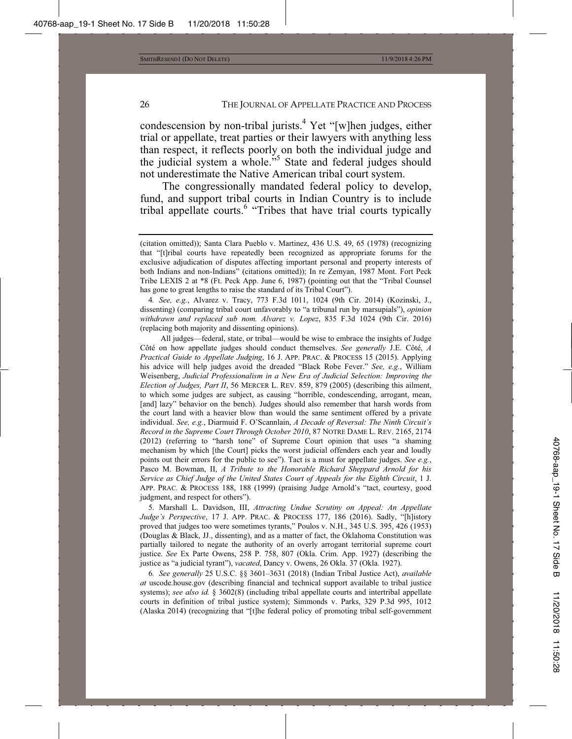condescension by non-tribal jurists.[4] Yet "[w]hen judges, either trial or appellate, treat parties or their lawyers with anything less than respect, it reflects poorly on both the individual judge and the judicial system a whole."[5] State and federal judges should not underestimate the Native American tribal court system.

The congressionally mandated federal policy to develop, fund, and support tribal courts in Indian Country is to include tribal appellate courts.[6] "Tribes that have trial courts typically

---

(citation omitted)); Santa Clara Pueblo v. Martinez, 436 U.S. 49, 65 (1978) (recognizing that "[t]ribal courts have repeatedly been recognized as appropriate forums for the exclusive adjudication of disputes affecting important personal and property interests of both Indians and non-Indians" (citations omitted)); In re Zemyan, 1987 Mont. Fort Peck Tribe LEXIS 2 at *8 (Ft. Peck App. June 6, 1987) (pointing out that the "Tribal Counsel has gone to great lengths to raise the standard of its Tribal Court").

4. *See, e.g.*, Alvarez v. Tracy, 773 F.3d 1011, 1024 (9th Cir. 2014) (Kozinski, J., dissenting) (comparing tribal court unfavorably to "a tribunal run by marsupials"), *opinion withdrawn and replaced sub nom. Alvarez v. Lopez*, 835 F.3d 1024 (9th Cir. 2016) (replacing both majority and dissenting opinions).

All judges—federal, state, or tribal—would be wise to embrace the insights of Judge Côté on how appellate judges should conduct themselves. *See generally* J.E. Côté, *A Practical Guide to Appellate Judging*, 16 J. APP. PRAC. & PROCESS 15 (2015). Applying his advice will help judges avoid the dreaded "Black Robe Fever." *See, e.g.*, William Weisenberg, *Judicial Professionalism in a New Era of Judicial Selection: Improving the Election of Judges, Part II*, 56 MERCER L. REV. 859, 879 (2005) (describing this ailment, to which some judges are subject, as causing "horrible, condescending, arrogant, mean, [and] lazy" behavior on the bench). Judges should also remember that harsh words from the court land with a heavier blow than would the same sentiment offered by a private individual. *See, e.g.*, Diarmuid F. O'Scannlain, *A Decade of Reversal: The Ninth Circuit's Record in the Supreme Court Through October 2010*, 87 NOTRE DAME L. REV. 2165, 2174 (2012) (referring to "harsh tone" of Supreme Court opinion that uses "a shaming mechanism by which [the Court] picks the worst judicial offenders each year and loudly points out their errors for the public to see"). Tact is a must for appellate judges. *See e.g.*, Pasco M. Bowman, II, *A Tribute to the Honorable Richard Sheppard Arnold for his Service as Chief Judge of the United States Court of Appeals for the Eighth Circuit*, 1 J. APP. PRAC. & PROCESS 188, 188 (1999) (praising Judge Arnold's "tact, courtesy, good judgment, and respect for others").

5. Marshall L. Davidson, III, *Attracting Undue Scrutiny on Appeal: An Appellate Judge's Perspective*, 17 J. APP. PRAC. & PROCESS 177, 186 (2016). Sadly, "[h]istory proved that judges too were sometimes tyrants," Poulos v. N.H., 345 U.S. 395, 426 (1953) (Douglas & Black, JJ., dissenting), and as a matter of fact, the Oklahoma Constitution was partially tailored to negate the authority of an overly arrogant territorial supreme court justice. *See* Ex Parte Owens, 258 P. 758, 807 (Okla. Crim. App. 1927) (describing the justice as "a judicial tyrant"), *vacated*, Dancy v. Owens, 26 Okla. 37 (Okla. 1927).

6. *See generally* 25 U.S.C. §§ 3601–3631 (2018) (Indian Tribal Justice Act), *available at* uscode.house.gov (describing financial and technical support available to tribal justice systems); *see also id.* § 3602(8) (including tribal appellate courts and intertribal appellate courts in definition of tribal justice system); Simmonds v. Parks, 329 P.3d 995, 1012 (Alaska 2014) (recognizing that "[t]he federal policy of promoting tribal self-government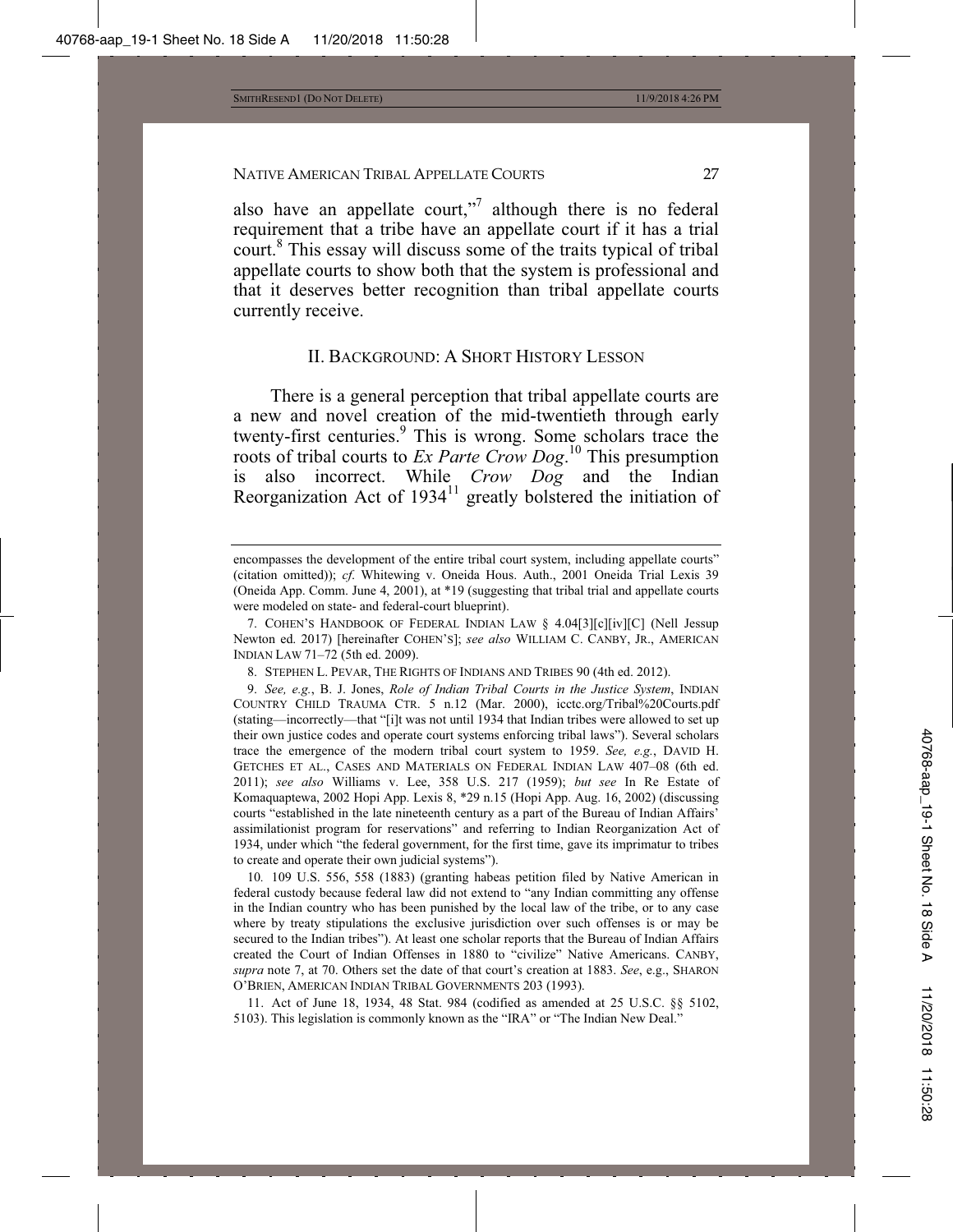also have an appellate court,"[7] although there is no federal requirement that a tribe have an appellate court if it has a trial court.[8] This essay will discuss some of the traits typical of tribal appellate courts to show both that the system is professional and that it deserves better recognition than tribal appellate courts currently receive.

## II. BACKGROUND: A SHORT HISTORY LESSON

There is a general perception that tribal appellate courts are a new and novel creation of the mid-twentieth through early twenty-first centuries.[9] This is wrong. Some scholars trace the roots of tribal courts to *Ex Parte Crow Dog*.[10] This presumption is also incorrect. While *Crow Dog* and the Indian Reorganization Act of 1934[11] greatly bolstered the initiation of

---

encompasses the development of the entire tribal court system, including appellate courts" (citation omitted)); *cf.* Whitewing v. Oneida Hous. Auth., 2001 Oneida Trial Lexis 39 (Oneida App. Comm. June 4, 2001), at *19 (suggesting that tribal trial and appellate courts were modeled on state- and federal-court blueprint).

7. COHEN'S HANDBOOK OF FEDERAL INDIAN LAW § 4.04[3][c][iv][C] (Nell Jessup Newton ed. 2017) [hereinafter COHEN'S]; *see also* WILLIAM C. CANBY, JR., AMERICAN INDIAN LAW 71–72 (5th ed. 2009).

8. STEPHEN L. PEVAR, THE RIGHTS OF INDIANS AND TRIBES 90 (4th ed. 2012).

9. *See, e.g.*, B. J. Jones, *Role of Indian Tribal Courts in the Justice System*, INDIAN COUNTRY CHILD TRAUMA CTR. 5 n.12 (Mar. 2000), icctc.org/Tribal%20Courts.pdf (stating—incorrectly—that "[i]t was not until 1934 that Indian tribes were allowed to set up their own justice codes and operate court systems enforcing tribal laws"). Several scholars trace the emergence of the modern tribal court system to 1959. *See, e.g.*, DAVID H. GETCHES ET AL., CASES AND MATERIALS ON FEDERAL INDIAN LAW 407–08 (6th ed. 2011); *see also* Williams v. Lee, 358 U.S. 217 (1959); *but see* In Re Estate of Komaquaptewa, 2002 Hopi App. Lexis 8, *29 n.15 (Hopi App. Aug. 16, 2002) (discussing courts "established in the late nineteenth century as a part of the Bureau of Indian Affairs' assimilationist program for reservations" and referring to Indian Reorganization Act of 1934, under which "the federal government, for the first time, gave its imprimatur to tribes to create and operate their own judicial systems").

10. 109 U.S. 556, 558 (1883) (granting habeas petition filed by Native American in federal custody because federal law did not extend to "any Indian committing any offense in the Indian country who has been punished by the local law of the tribe, or to any case where by treaty stipulations the exclusive jurisdiction over such offenses is or may be secured to the Indian tribes"). At least one scholar reports that the Bureau of Indian Affairs created the Court of Indian Offenses in 1880 to "civilize" Native Americans. CANBY, *supra* note 7, at 70. Others set the date of that court's creation at 1883. *See*, e.g., SHARON O'BRIEN, AMERICAN INDIAN TRIBAL GOVERNMENTS 203 (1993).

11. Act of June 18, 1934, 48 Stat. 984 (codified as amended at 25 U.S.C. §§ 5102, 5103). This legislation is commonly known as the "IRA" or "The Indian New Deal."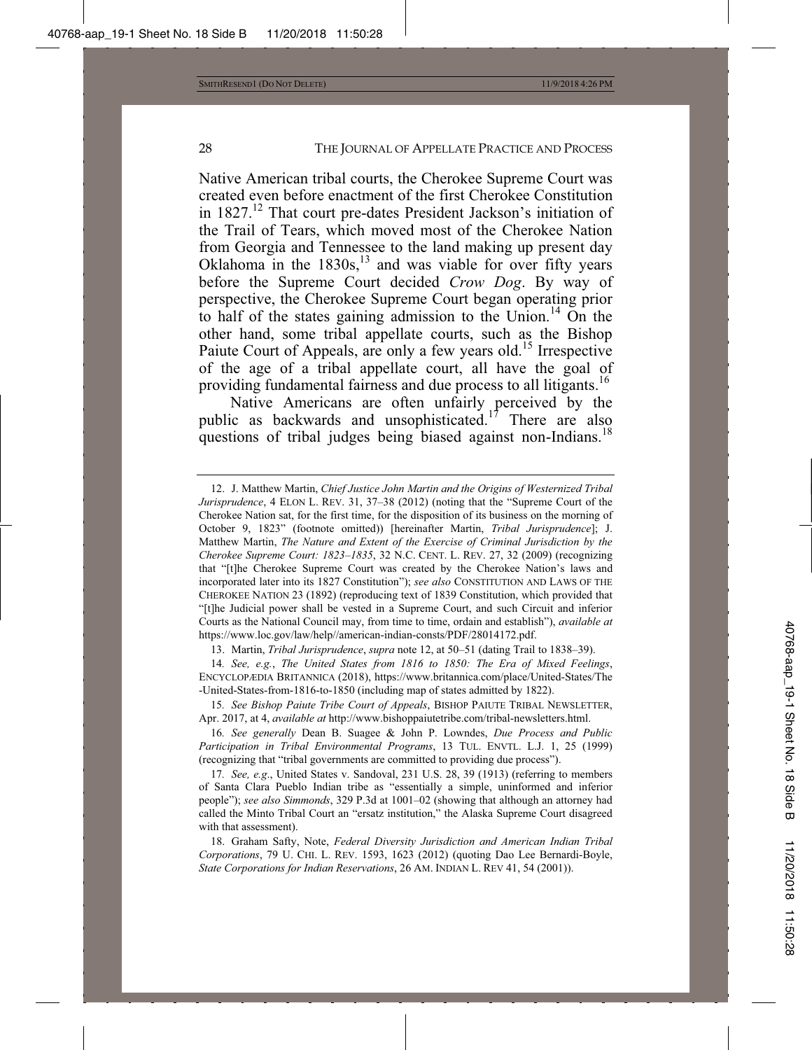Native American tribal courts, the Cherokee Supreme Court was created even before enactment of the first Cherokee Constitution in 1827.[12] That court pre-dates President Jackson's initiation of the Trail of Tears, which moved most of the Cherokee Nation from Georgia and Tennessee to the land making up present day Oklahoma in the 1830s,[13] and was viable for over fifty years before the Supreme Court decided *Crow Dog*. By way of perspective, the Cherokee Supreme Court began operating prior to half of the states gaining admission to the Union.[14] On the other hand, some tribal appellate courts, such as the Bishop Paiute Court of Appeals, are only a few years old.[15] Irrespective of the age of a tribal appellate court, all have the goal of providing fundamental fairness and due process to all litigants.[16]

Native Americans are often unfairly perceived by the public as backwards and unsophisticated.[17] There are also questions of tribal judges being biased against non-Indians.[18]

---

12. J. Matthew Martin, *Chief Justice John Martin and the Origins of Westernized Tribal Jurisprudence*, 4 ELON L. REV. 31, 37–38 (2012) (noting that the "Supreme Court of the Cherokee Nation sat, for the first time, for the disposition of its business on the morning of October 9, 1823" (footnote omitted)) [hereinafter Martin, *Tribal Jurisprudence*]; J. Matthew Martin, *The Nature and Extent of the Exercise of Criminal Jurisdiction by the Cherokee Supreme Court: 1823–1835*, 32 N.C. CENT. L. REV. 27, 32 (2009) (recognizing that "[t]he Cherokee Supreme Court was created by the Cherokee Nation's laws and incorporated later into its 1827 Constitution"); *see also* CONSTITUTION AND LAWS OF THE CHEROKEE NATION 23 (1892) (reproducing text of 1839 Constitution, which provided that "[t]he Judicial power shall be vested in a Supreme Court, and such Circuit and inferior Courts as the National Council may, from time to time, ordain and establish"), *available at* https://www.loc.gov/law/help//american-indian-consts/PDF/28014172.pdf.

13. Martin, *Tribal Jurisprudence*, *supra* note 12, at 50–51 (dating Trail to 1838–39).

14. *See, e.g.*, *The United States from 1816 to 1850: The Era of Mixed Feelings*, ENCYCLOPÆDIA BRITANNICA (2018), https://www.britannica.com/place/United-States/The-United-States-from-1816-to-1850 (including map of states admitted by 1822).

15. *See Bishop Paiute Tribe Court of Appeals*, BISHOP PAIUTE TRIBAL NEWSLETTER, Apr. 2017, at 4, *available at* http://www.bishoppaiutetribe.com/tribal-newsletters.html.

16. *See generally* Dean B. Suagee & John P. Lowndes, *Due Process and Public Participation in Tribal Environmental Programs*, 13 TUL. ENVTL. L.J. 1, 25 (1999) (recognizing that "tribal governments are committed to providing due process").

17. *See, e.g.*, United States v. Sandoval, 231 U.S. 28, 39 (1913) (referring to members of Santa Clara Pueblo Indian tribe as "essentially a simple, uninformed and inferior people"); *see also Simmonds*, 329 P.3d at 1001–02 (showing that although an attorney had called the Minto Tribal Court an "ersatz institution," the Alaska Supreme Court disagreed with that assessment).

18. Graham Safty, Note, *Federal Diversity Jurisdiction and American Indian Tribal Corporations*, 79 U. CHI. L. REV. 1593, 1623 (2012) (quoting Dao Lee Bernardi-Boyle, *State Corporations for Indian Reservations*, 26 AM. INDIAN L. REV 41, 54 (2001)).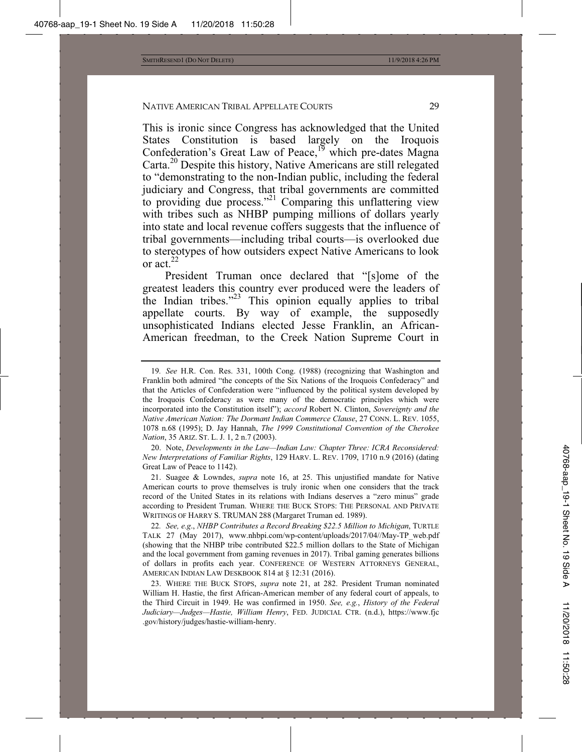This is ironic since Congress has acknowledged that the United States Constitution is based largely on the Iroquois Confederation's Great Law of Peace,[19] which pre-dates Magna Carta.[20] Despite this history, Native Americans are still relegated to "demonstrating to the non-Indian public, including the federal judiciary and Congress, that tribal governments are committed to providing due process."[21] Comparing this unflattering view with tribes such as NHBP pumping millions of dollars yearly into state and local revenue coffers suggests that the influence of tribal governments—including tribal courts—is overlooked due to stereotypes of how outsiders expect Native Americans to look or act.[22]

President Truman once declared that "[s]ome of the greatest leaders this country ever produced were the leaders of the Indian tribes."[23] This opinion equally applies to tribal appellate courts. By way of example, the supposedly unsophisticated Indians elected Jesse Franklin, an African-American freedman, to the Creek Nation Supreme Court in

---

19. *See* H.R. Con. Res. 331, 100th Cong. (1988) (recognizing that Washington and Franklin both admired "the concepts of the Six Nations of the Iroquois Confederacy" and that the Articles of Confederation were "influenced by the political system developed by the Iroquois Confederacy as were many of the democratic principles which were incorporated into the Constitution itself"); *accord* Robert N. Clinton, *Sovereignty and the Native American Nation: The Dormant Indian Commerce Clause*, 27 CONN. L. REV. 1055, 1078 n.68 (1995); D. Jay Hannah, *The 1999 Constitutional Convention of the Cherokee Nation*, 35 ARIZ. ST. L. J. 1, 2 n.7 (2003).

20. Note, *Developments in the Law—Indian Law: Chapter Three: ICRA Reconsidered: New Interpretations of Familiar Rights*, 129 HARV. L. REV. 1709, 1710 n.9 (2016) (dating Great Law of Peace to 1142).

21. Suagee & Lowndes, *supra* note 16, at 25. This unjustified mandate for Native American courts to prove themselves is truly ironic when one considers that the track record of the United States in its relations with Indians deserves a "zero minus" grade according to President Truman. WHERE THE BUCK STOPS: THE PERSONAL AND PRIVATE WRITINGS OF HARRY S. TRUMAN 288 (Margaret Truman ed. 1989).

22. *See, e.g.*, *NHBP Contributes a Record Breaking $22.5 Million to Michigan*, TURTLE TALK 27 (May 2017), www.nhbpi.com/wp-content/uploads/2017/04//May-TP_web.pdf (showing that the NHBP tribe contributed $22.5 million dollars to the State of Michigan and the local government from gaming revenues in 2017). Tribal gaming generates billions of dollars in profits each year. CONFERENCE OF WESTERN ATTORNEYS GENERAL, AMERICAN INDIAN LAW DESKBOOK 814 at § 12:31 (2016).

23. WHERE THE BUCK STOPS, *supra* note 21, at 282. President Truman nominated William H. Hastie, the first African-American member of any federal court of appeals, to the Third Circuit in 1949. He was confirmed in 1950. *See, e.g.*, *History of the Federal Judiciary—Judges—Hastie, William Henry*, FED. JUDICIAL CTR. (n.d.), https://www.fjc.gov/history/judges/hastie-william-henry.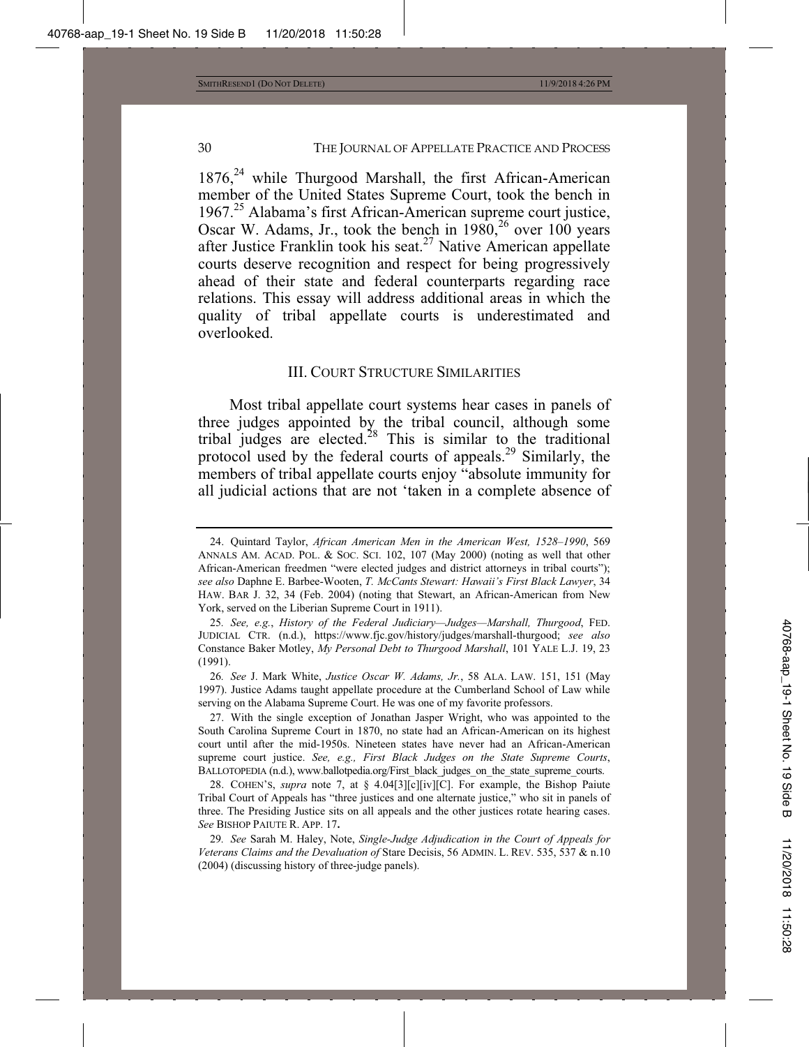1876,[24] while Thurgood Marshall, the first African-American member of the United States Supreme Court, took the bench in 1967.[25] Alabama's first African-American supreme court justice, Oscar W. Adams, Jr., took the bench in 1980,[26] over 100 years after Justice Franklin took his seat.[27] Native American appellate courts deserve recognition and respect for being progressively ahead of their state and federal counterparts regarding race relations. This essay will address additional areas in which the quality of tribal appellate courts is underestimated and overlooked.

## III. Court Structure Similarities

Most tribal appellate court systems hear cases in panels of three judges appointed by the tribal council, although some tribal judges are elected.[28] This is similar to the traditional protocol used by the federal courts of appeals.[29] Similarly, the members of tribal appellate courts enjoy "absolute immunity for all judicial actions that are not 'taken in a complete absence of

---

24. Quintard Taylor, *African American Men in the American West, 1528–1990*, 569 Annals Am. Acad. Pol. & Soc. Sci. 102, 107 (May 2000) (noting as well that other African-American freedmen "were elected judges and district attorneys in tribal courts"); *see also* Daphne E. Barbee-Wooten, *T. McCants Stewart: Hawaii's First Black Lawyer*, 34 Haw. Bar J. 32, 34 (Feb. 2004) (noting that Stewart, an African-American from New York, served on the Liberian Supreme Court in 1911).

25. *See, e.g.*, *History of the Federal Judiciary—Judges—Marshall, Thurgood*, Fed. Judicial Ctr. (n.d.), https://www.fjc.gov/history/judges/marshall-thurgood; *see also* Constance Baker Motley, *My Personal Debt to Thurgood Marshall*, 101 Yale L.J. 19, 23 (1991).

26. *See* J. Mark White, *Justice Oscar W. Adams, Jr.*, 58 Ala. Law. 151, 151 (May 1997). Justice Adams taught appellate procedure at the Cumberland School of Law while serving on the Alabama Supreme Court. He was one of my favorite professors.

27. With the single exception of Jonathan Jasper Wright, who was appointed to the South Carolina Supreme Court in 1870, no state had an African-American on its highest court until after the mid-1950s. Nineteen states have never had an African-American supreme court justice. *See, e.g., First Black Judges on the State Supreme Courts*, Ballotopedia (n.d.), www.ballotpedia.org/First_black_judges_on_the_state_supreme_courts.

28. Cohen's, *supra* note 7, at § 4.04[3][c][iv][C]. For example, the Bishop Paiute Tribal Court of Appeals has "three justices and one alternate justice," who sit in panels of three. The Presiding Justice sits on all appeals and the other justices rotate hearing cases. *See* Bishop Paiute R. App. 17.

29. *See* Sarah M. Haley, Note, *Single-Judge Adjudication in the Court of Appeals for Veterans Claims and the Devaluation of* Stare Decisis, 56 Admin. L. Rev. 535, 537 & n.10 (2004) (discussing history of three-judge panels).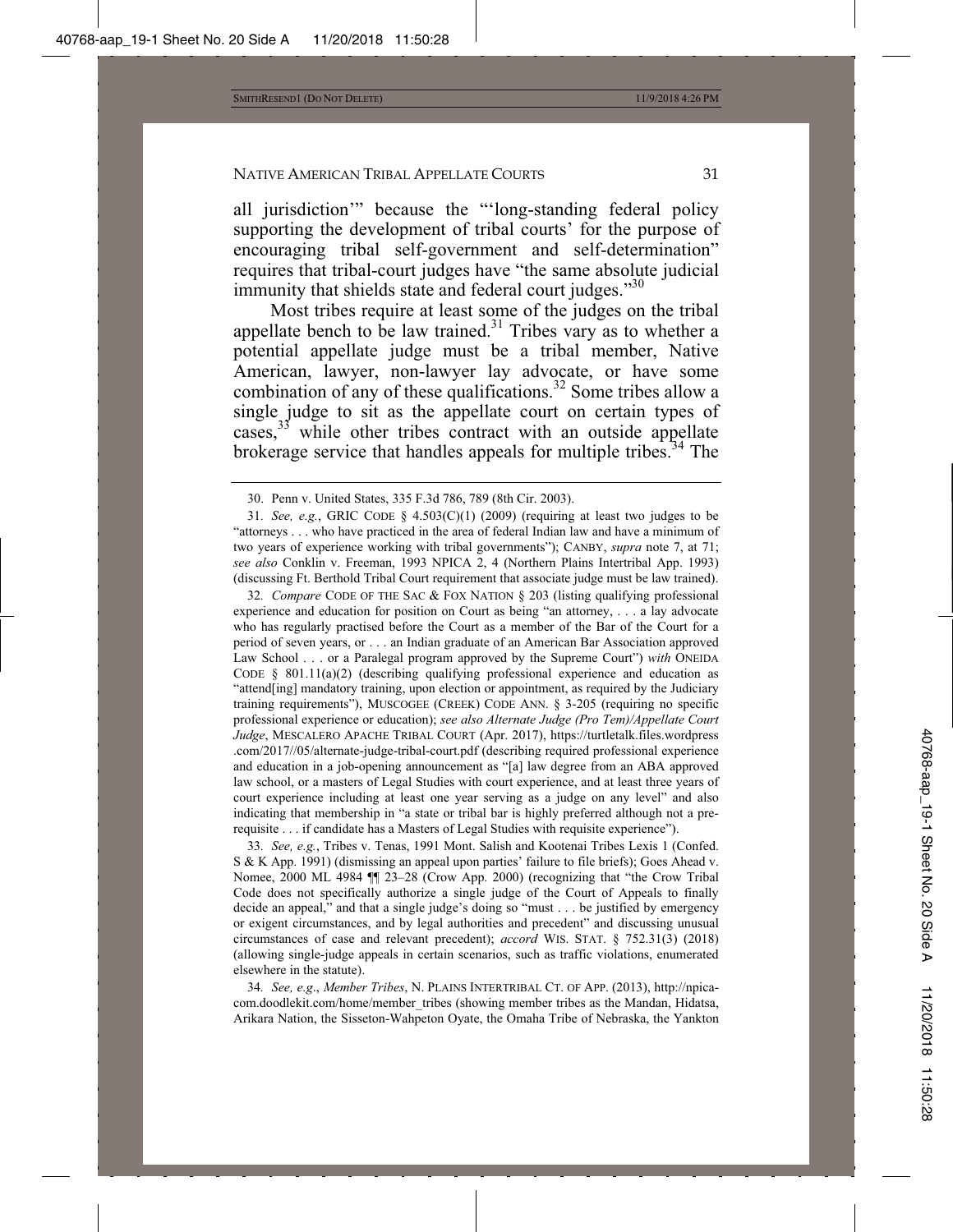all jurisdiction'" because the "'long-standing federal policy supporting the development of tribal courts' for the purpose of encouraging tribal self-government and self-determination" requires that tribal-court judges have "the same absolute judicial immunity that shields state and federal court judges."[30]

Most tribes require at least some of the judges on the tribal appellate bench to be law trained.[31] Tribes vary as to whether a potential appellate judge must be a tribal member, Native American, lawyer, non-lawyer lay advocate, or have some combination of any of these qualifications.[32] Some tribes allow a single judge to sit as the appellate court on certain types of cases,[33] while other tribes contract with an outside appellate brokerage service that handles appeals for multiple tribes.[34] The

---

30. Penn v. United States, 335 F.3d 786, 789 (8th Cir. 2003).

31. *See, e.g.*, GRIC CODE § 4.503(C)(1) (2009) (requiring at least two judges to be "attorneys . . . who have practiced in the area of federal Indian law and have a minimum of two years of experience working with tribal governments"); CANBY, *supra* note 7, at 71; *see also* Conklin v. Freeman, 1993 NPICA 2, 4 (Northern Plains Intertribal App. 1993) (discussing Ft. Berthold Tribal Court requirement that associate judge must be law trained).

32. *Compare* CODE OF THE SAC & FOX NATION § 203 (listing qualifying professional experience and education for position on Court as being "an attorney, . . . a lay advocate who has regularly practised before the Court as a member of the Bar of the Court for a period of seven years, or . . . an Indian graduate of an American Bar Association approved Law School . . . or a Paralegal program approved by the Supreme Court") *with* ONEIDA CODE § 801.11(a)(2) (describing qualifying professional experience and education as "attend[ing] mandatory training, upon election or appointment, as required by the Judiciary training requirements"), MUSCOGEE (CREEK) CODE ANN. § 3-205 (requiring no specific professional experience or education); *see also Alternate Judge (Pro Tem)/Appellate Court Judge*, MESCALERO APACHE TRIBAL COURT (Apr. 2017), https://turtletalk.files.wordpress.com/2017//05/alternate-judge-tribal-court.pdf (describing required professional experience and education in a job-opening announcement as "[a] law degree from an ABA approved law school, or a masters of Legal Studies with court experience, and at least three years of court experience including at least one year serving as a judge on any level" and also indicating that membership in "a state or tribal bar is highly preferred although not a pre-requisite . . . if candidate has a Masters of Legal Studies with requisite experience").

33. *See, e.g.*, Tribes v. Tenas, 1991 Mont. Salish and Kootenai Tribes Lexis 1 (Confed. S & K App. 1991) (dismissing an appeal upon parties' failure to file briefs); Goes Ahead v. Nomee, 2000 ML 4984 ¶¶ 23–28 (Crow App. 2000) (recognizing that "the Crow Tribal Code does not specifically authorize a single judge of the Court of Appeals to finally decide an appeal," and that a single judge's doing so "must . . . be justified by emergency or exigent circumstances, and by legal authorities and precedent" and discussing unusual circumstances of case and relevant precedent); *accord* WIS. STAT. § 752.31(3) (2018) (allowing single-judge appeals in certain scenarios, such as traffic violations, enumerated elsewhere in the statute).

34. *See, e.g.*, *Member Tribes*, N. PLAINS INTERTRIBAL CT. OF APP. (2013), http://npica-com.doodlekit.com/home/member_tribes (showing member tribes as the Mandan, Hidatsa, Arikara Nation, the Sisseton-Wahpeton Oyate, the Omaha Tribe of Nebraska, the Yankton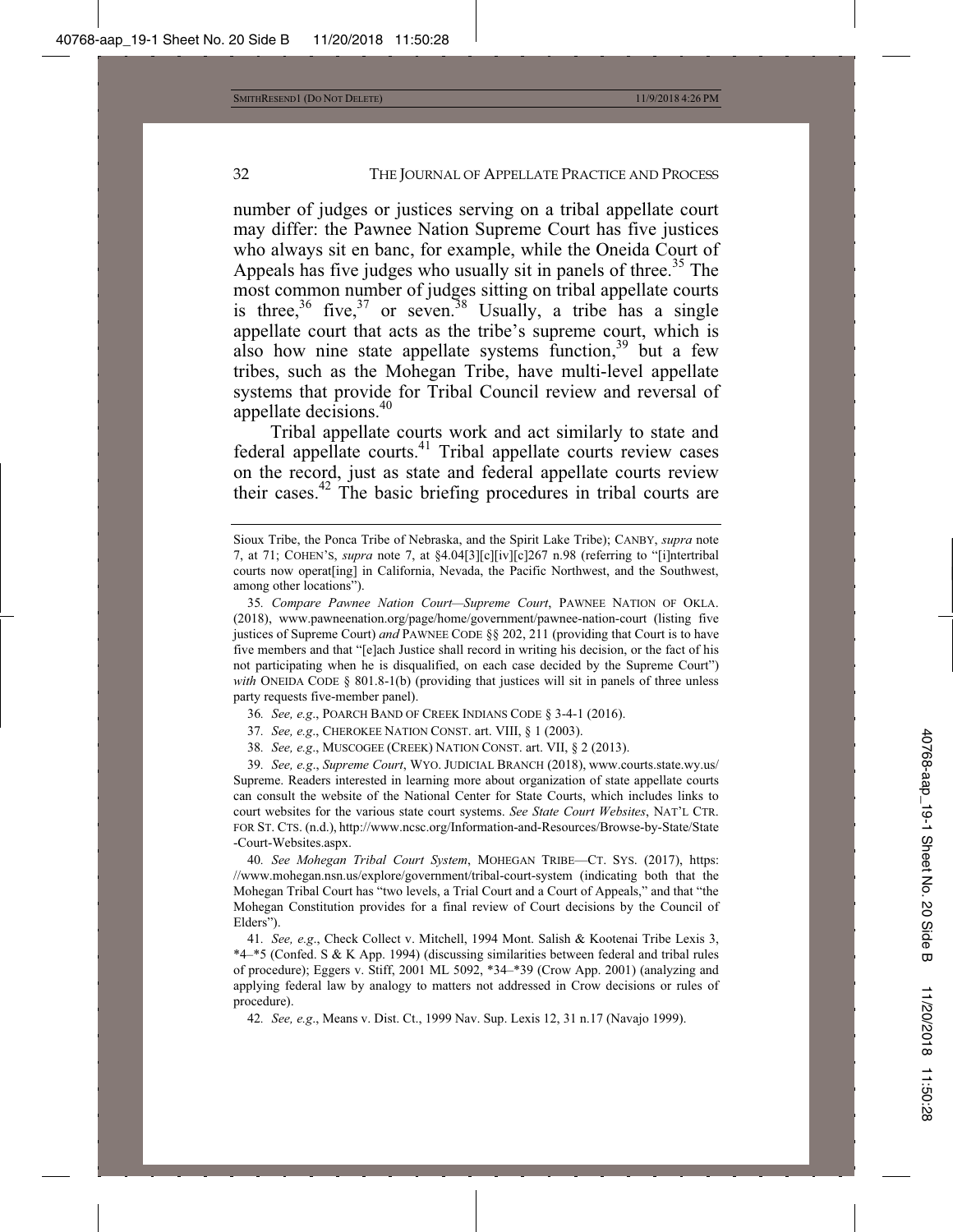number of judges or justices serving on a tribal appellate court may differ: the Pawnee Nation Supreme Court has five justices who always sit en banc, for example, while the Oneida Court of Appeals has five judges who usually sit in panels of three.[35] The most common number of judges sitting on tribal appellate courts is three,[36] five,[37] or seven.[38] Usually, a tribe has a single appellate court that acts as the tribe's supreme court, which is also how nine state appellate systems function,[39] but a few tribes, such as the Mohegan Tribe, have multi-level appellate systems that provide for Tribal Council review and reversal of appellate decisions.[40]

Tribal appellate courts work and act similarly to state and federal appellate courts.[41] Tribal appellate courts review cases on the record, just as state and federal appellate courts review their cases.[42] The basic briefing procedures in tribal courts are

---

Sioux Tribe, the Ponca Tribe of Nebraska, and the Spirit Lake Tribe); CANBY, *supra* note 7, at 71; COHEN'S, *supra* note 7, at §4.04[3][c][iv][c]267 n.98 (referring to "[i]ntertribal courts now operat[ing] in California, Nevada, the Pacific Northwest, and the Southwest, among other locations").

35. *Compare Pawnee Nation Court—Supreme Court*, PAWNEE NATION OF OKLA. (2018), www.pawneenation.org/page/home/government/pawnee-nation-court (listing five justices of Supreme Court) *and* PAWNEE CODE §§ 202, 211 (providing that Court is to have five members and that "[e]ach Justice shall record in writing his decision, or the fact of his not participating when he is disqualified, on each case decided by the Supreme Court") *with* ONEIDA CODE § 801.8-1(b) (providing that justices will sit in panels of three unless party requests five-member panel).

36. *See, e.g*., POARCH BAND OF CREEK INDIANS CODE § 3-4-1 (2016).

37. *See, e.g*., CHEROKEE NATION CONST. art. VIII, § 1 (2003).

38. *See, e.g*., MUSCOGEE (CREEK) NATION CONST. art. VII, § 2 (2013).

39. *See, e.g*., *Supreme Court*, WYO. JUDICIAL BRANCH (2018), www.courts.state.wy.us/Supreme. Readers interested in learning more about organization of state appellate courts can consult the website of the National Center for State Courts, which includes links to court websites for the various state court systems. *See State Court Websites*, NAT'L CTR. FOR ST. CTS. (n.d.), http://www.ncsc.org/Information-and-Resources/Browse-by-State/State-Court-Websites.aspx.

40. *See Mohegan Tribal Court System*, MOHEGAN TRIBE—CT. SYS. (2017), https://www.mohegan.nsn.us/explore/government/tribal-court-system (indicating both that the Mohegan Tribal Court has "two levels, a Trial Court and a Court of Appeals," and that "the Mohegan Constitution provides for a final review of Court decisions by the Council of Elders").

41. *See, e.g*., Check Collect v. Mitchell, 1994 Mont. Salish & Kootenai Tribe Lexis 3, *4–*5 (Confed. S & K App. 1994) (discussing similarities between federal and tribal rules of procedure); Eggers v. Stiff, 2001 ML 5092, *34–*39 (Crow App. 2001) (analyzing and applying federal law by analogy to matters not addressed in Crow decisions or rules of procedure).

42. *See, e.g*., Means v. Dist. Ct., 1999 Nav. Sup. Lexis 12, 31 n.17 (Navajo 1999).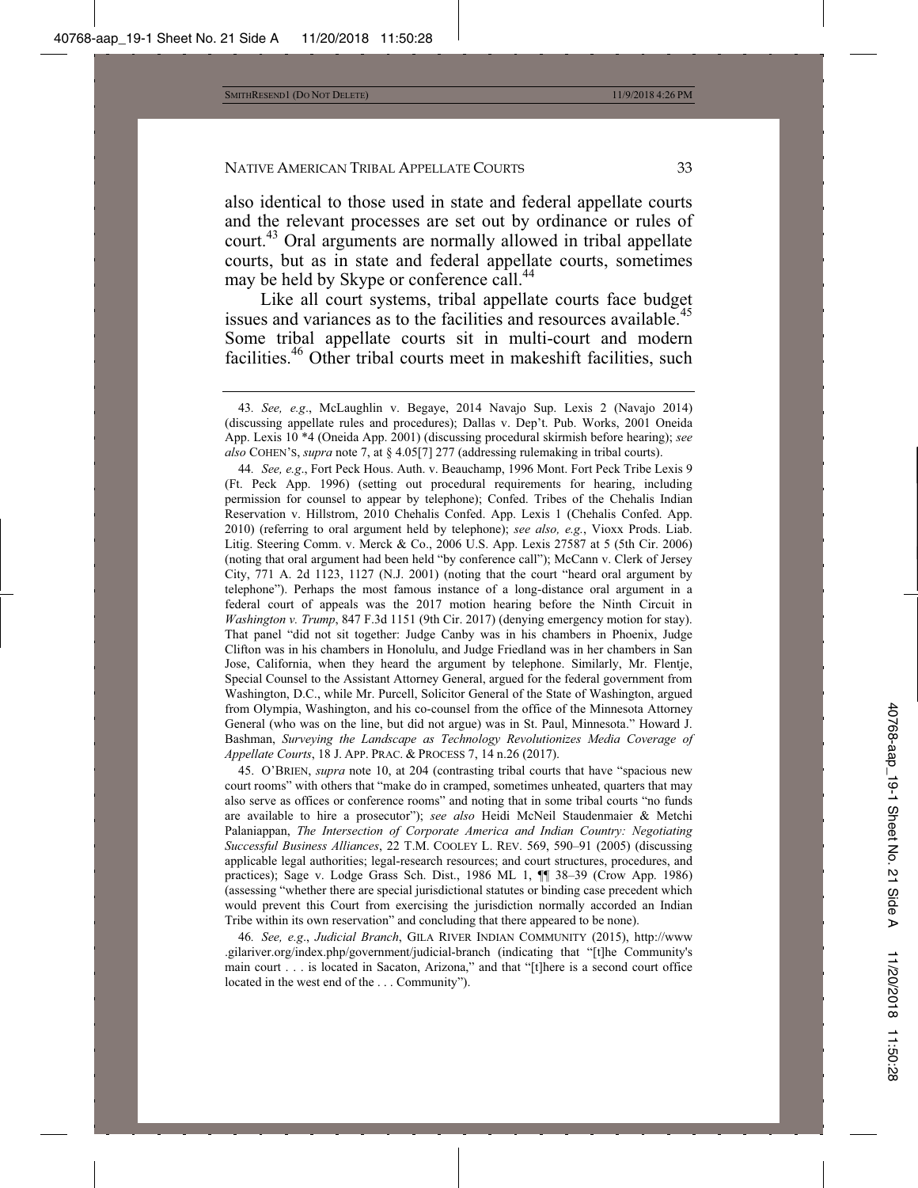also identical to those used in state and federal appellate courts and the relevant processes are set out by ordinance or rules of court.[43] Oral arguments are normally allowed in tribal appellate courts, but as in state and federal appellate courts, sometimes may be held by Skype or conference call.[44]

Like all court systems, tribal appellate courts face budget issues and variances as to the facilities and resources available.[45] Some tribal appellate courts sit in multi-court and modern facilities.[46] Other tribal courts meet in makeshift facilities, such

---

43. *See, e.g*., McLaughlin v. Begaye, 2014 Navajo Sup. Lexis 2 (Navajo 2014) (discussing appellate rules and procedures); Dallas v. Dep't. Pub. Works, 2001 Oneida App. Lexis 10 *4 (Oneida App. 2001) (discussing procedural skirmish before hearing); *see also* COHEN'S, *supra* note 7, at § 4.05[7] 277 (addressing rulemaking in tribal courts).

44. *See, e.g*., Fort Peck Hous. Auth. v. Beauchamp, 1996 Mont. Fort Peck Tribe Lexis 9 (Ft. Peck App. 1996) (setting out procedural requirements for hearing, including permission for counsel to appear by telephone); Confed. Tribes of the Chehalis Indian Reservation v. Hillstrom, 2010 Chehalis Confed. App. Lexis 1 (Chehalis Confed. App. 2010) (referring to oral argument held by telephone); *see also, e.g.*, Vioxx Prods. Liab. Litig. Steering Comm. v. Merck & Co., 2006 U.S. App. Lexis 27587 at 5 (5th Cir. 2006) (noting that oral argument had been held "by conference call"); McCann v. Clerk of Jersey City, 771 A. 2d 1123, 1127 (N.J. 2001) (noting that the court "heard oral argument by telephone"). Perhaps the most famous instance of a long-distance oral argument in a federal court of appeals was the 2017 motion hearing before the Ninth Circuit in *Washington v. Trump*, 847 F.3d 1151 (9th Cir. 2017) (denying emergency motion for stay). That panel "did not sit together: Judge Canby was in his chambers in Phoenix, Judge Clifton was in his chambers in Honolulu, and Judge Friedland was in her chambers in San Jose, California, when they heard the argument by telephone. Similarly, Mr. Flentje, Special Counsel to the Assistant Attorney General, argued for the federal government from Washington, D.C., while Mr. Purcell, Solicitor General of the State of Washington, argued from Olympia, Washington, and his co-counsel from the office of the Minnesota Attorney General (who was on the line, but did not argue) was in St. Paul, Minnesota." Howard J. Bashman, *Surveying the Landscape as Technology Revolutionizes Media Coverage of Appellate Courts*, 18 J. APP. PRAC. & PROCESS 7, 14 n.26 (2017).

45. O'BRIEN, *supra* note 10, at 204 (contrasting tribal courts that have "spacious new court rooms" with others that "make do in cramped, sometimes unheated, quarters that may also serve as offices or conference rooms" and noting that in some tribal courts "no funds are available to hire a prosecutor"); *see also* Heidi McNeil Staudenmaier & Metchi Palaniappan, *The Intersection of Corporate America and Indian Country: Negotiating Successful Business Alliances*, 22 T.M. COOLEY L. REV. 569, 590–91 (2005) (discussing applicable legal authorities; legal-research resources; and court structures, procedures, and practices); Sage v. Lodge Grass Sch. Dist., 1986 ML 1, ¶¶ 38–39 (Crow App. 1986) (assessing "whether there are special jurisdictional statutes or binding case precedent which would prevent this Court from exercising the jurisdiction normally accorded an Indian Tribe within its own reservation" and concluding that there appeared to be none).

46. *See, e.g*., *Judicial Branch*, GILA RIVER INDIAN COMMUNITY (2015), http://www.gilariver.org/index.php/government/judicial-branch (indicating that "[t]he Community's main court . . . is located in Sacaton, Arizona," and that "[t]here is a second court office located in the west end of the . . . Community").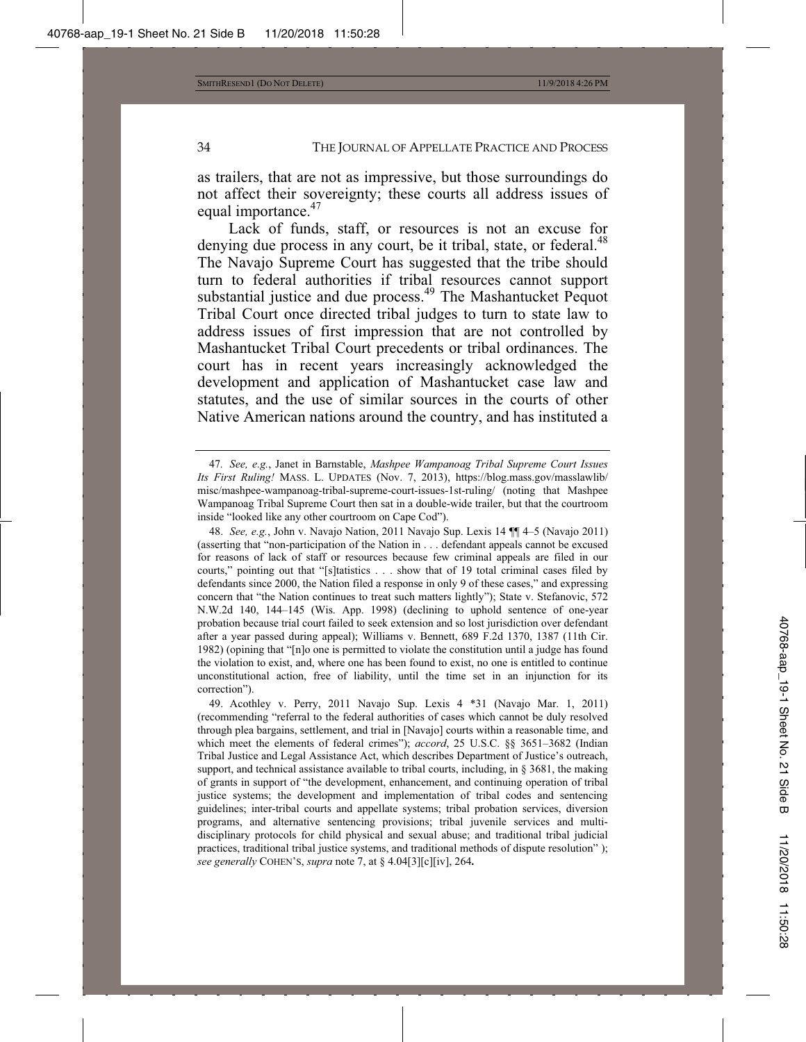as trailers, that are not as impressive, but those surroundings do not affect their sovereignty; these courts all address issues of equal importance.[47]

Lack of funds, staff, or resources is not an excuse for denying due process in any court, be it tribal, state, or federal.[48] The Navajo Supreme Court has suggested that the tribe should turn to federal authorities if tribal resources cannot support substantial justice and due process.[49] The Mashantucket Pequot Tribal Court once directed tribal judges to turn to state law to address issues of first impression that are not controlled by Mashantucket Tribal Court precedents or tribal ordinances. The court has in recent years increasingly acknowledged the development and application of Mashantucket case law and statutes, and the use of similar sources in the courts of other Native American nations around the country, and has instituted a

---

47. *See, e.g.*, Janet in Barnstable, *Mashpee Wampanoag Tribal Supreme Court Issues Its First Ruling!* MASS. L. UPDATES (Nov. 7, 2013), https://blog.mass.gov/masslawlib/misc/mashpee-wampanoag-tribal-supreme-court-issues-1st-ruling/ (noting that Mashpee Wampanoag Tribal Supreme Court then sat in a double-wide trailer, but that the courtroom inside "looked like any other courtroom on Cape Cod").

48. *See, e.g.*, John v. Navajo Nation, 2011 Navajo Sup. Lexis 14 ¶¶ 4–5 (Navajo 2011) (asserting that "non-participation of the Nation in . . . defendant appeals cannot be excused for reasons of lack of staff or resources because few criminal appeals are filed in our courts," pointing out that "[s]tatistics . . . show that of 19 total criminal cases filed by defendants since 2000, the Nation filed a response in only 9 of these cases," and expressing concern that "the Nation continues to treat such matters lightly"); State v. Stefanovic, 572 N.W.2d 140, 144–145 (Wis. App. 1998) (declining to uphold sentence of one-year probation because trial court failed to seek extension and so lost jurisdiction over defendant after a year passed during appeal); Williams v. Bennett, 689 F.2d 1370, 1387 (11th Cir. 1982) (opining that "[n]o one is permitted to violate the constitution until a judge has found the violation to exist, and, where one has been found to exist, no one is entitled to continue unconstitutional action, free of liability, until the time set in an injunction for its correction").

49. Acothley v. Perry, 2011 Navajo Sup. Lexis 4 *31 (Navajo Mar. 1, 2011) (recommending "referral to the federal authorities of cases which cannot be duly resolved through plea bargains, settlement, and trial in [Navajo] courts within a reasonable time, and which meet the elements of federal crimes"); *accord*, 25 U.S.C. §§ 3651–3682 (Indian Tribal Justice and Legal Assistance Act, which describes Department of Justice's outreach, support, and technical assistance available to tribal courts, including, in § 3681, the making of grants in support of "the development, enhancement, and continuing operation of tribal justice systems; the development and implementation of tribal codes and sentencing guidelines; inter-tribal courts and appellate systems; tribal probation services, diversion programs, and alternative sentencing provisions; tribal juvenile services and multi-disciplinary protocols for child physical and sexual abuse; and traditional tribal judicial practices, traditional tribal justice systems, and traditional methods of dispute resolution" ); *see generally* COHEN'S, *supra* note 7, at § 4.04[3][c][iv], 264**.**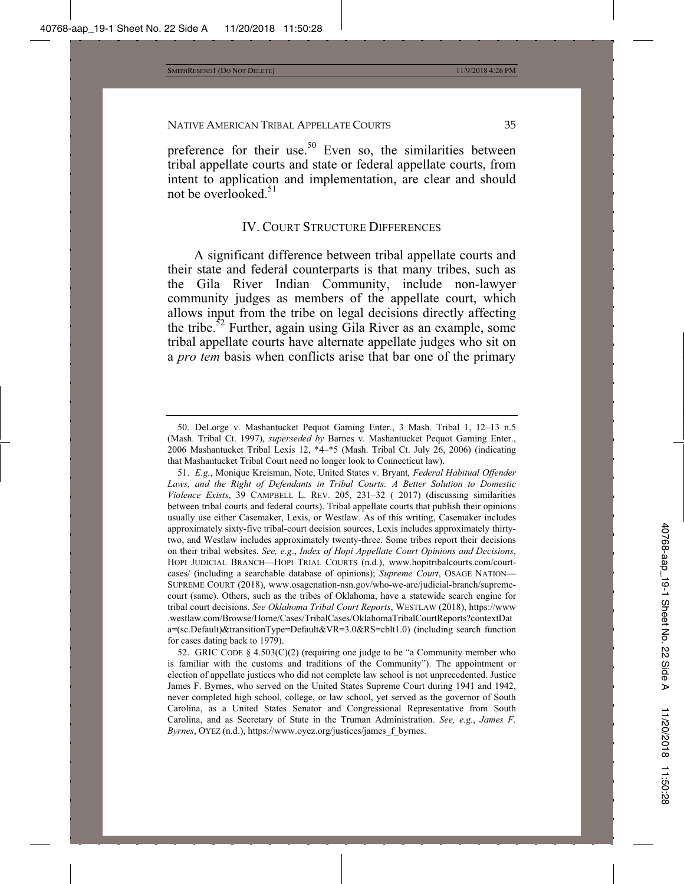preference for their use.[50] Even so, the similarities between tribal appellate courts and state or federal appellate courts, from intent to application and implementation, are clear and should not be overlooked.[51]

## IV. COURT STRUCTURE DIFFERENCES

A significant difference between tribal appellate courts and their state and federal counterparts is that many tribes, such as the Gila River Indian Community, include non-lawyer community judges as members of the appellate court, which allows input from the tribe on legal decisions directly affecting the tribe.[52] Further, again using Gila River as an example, some tribal appellate courts have alternate appellate judges who sit on a *pro tem* basis when conflicts arise that bar one of the primary

---

50. DeLorge v. Mashantucket Pequot Gaming Enter., 3 Mash. Tribal 1, 12–13 n.5 (Mash. Tribal Ct. 1997), *superseded by* Barnes v. Mashantucket Pequot Gaming Enter., 2006 Mashantucket Tribal Lexis 12, \*4–\*5 (Mash. Tribal Ct. July 26, 2006) (indicating that Mashantucket Tribal Court need no longer look to Connecticut law).

51. *E.g.*, Monique Kreisman, Note, United States v. Bryant*, Federal Habitual Offender Laws, and the Right of Defendants in Tribal Courts: A Better Solution to Domestic Violence Exists*, 39 CAMPBELL L. REV. 205, 231–32 ( 2017) (discussing similarities between tribal courts and federal courts). Tribal appellate courts that publish their opinions usually use either Casemaker, Lexis, or Westlaw. As of this writing, Casemaker includes approximately sixty-five tribal-court decision sources, Lexis includes approximately thirty-two, and Westlaw includes approximately twenty-three. Some tribes report their decisions on their tribal websites. *See, e.g*., *Index of Hopi Appellate Court Opinions and Decisions*, HOPI JUDICIAL BRANCH—HOPI TRIAL COURTS (n.d.), www.hopitribalcourts.com/court-cases/ (including a searchable database of opinions); *Supreme Court*, OSAGE NATION—SUPREME COURT (2018), www.osagenation-nsn.gov/who-we-are/judicial-branch/supreme-court (same). Others, such as the tribes of Oklahoma, have a statewide search engine for tribal court decisions. *See Oklahoma Tribal Court Reports*, WESTLAW (2018), https://www.westlaw.com/Browse/Home/Cases/TribalCases/OklahomaTribalCourtReports?contextData=(sc.Default)&transitionType=Default&VR=3.0&RS=cblt1.0) (including search function for cases dating back to 1979).

52. GRIC CODE § 4.503(C)(2) (requiring one judge to be "a Community member who is familiar with the customs and traditions of the Community"). The appointment or election of appellate justices who did not complete law school is not unprecedented. Justice James F. Byrnes, who served on the United States Supreme Court during 1941 and 1942, never completed high school, college, or law school, yet served as the governor of South Carolina, as a United States Senator and Congressional Representative from South Carolina, and as Secretary of State in the Truman Administration. *See, e.g.*, *James F. Byrnes*, OYEZ (n.d.), https://www.oyez.org/justices/james_f_byrnes.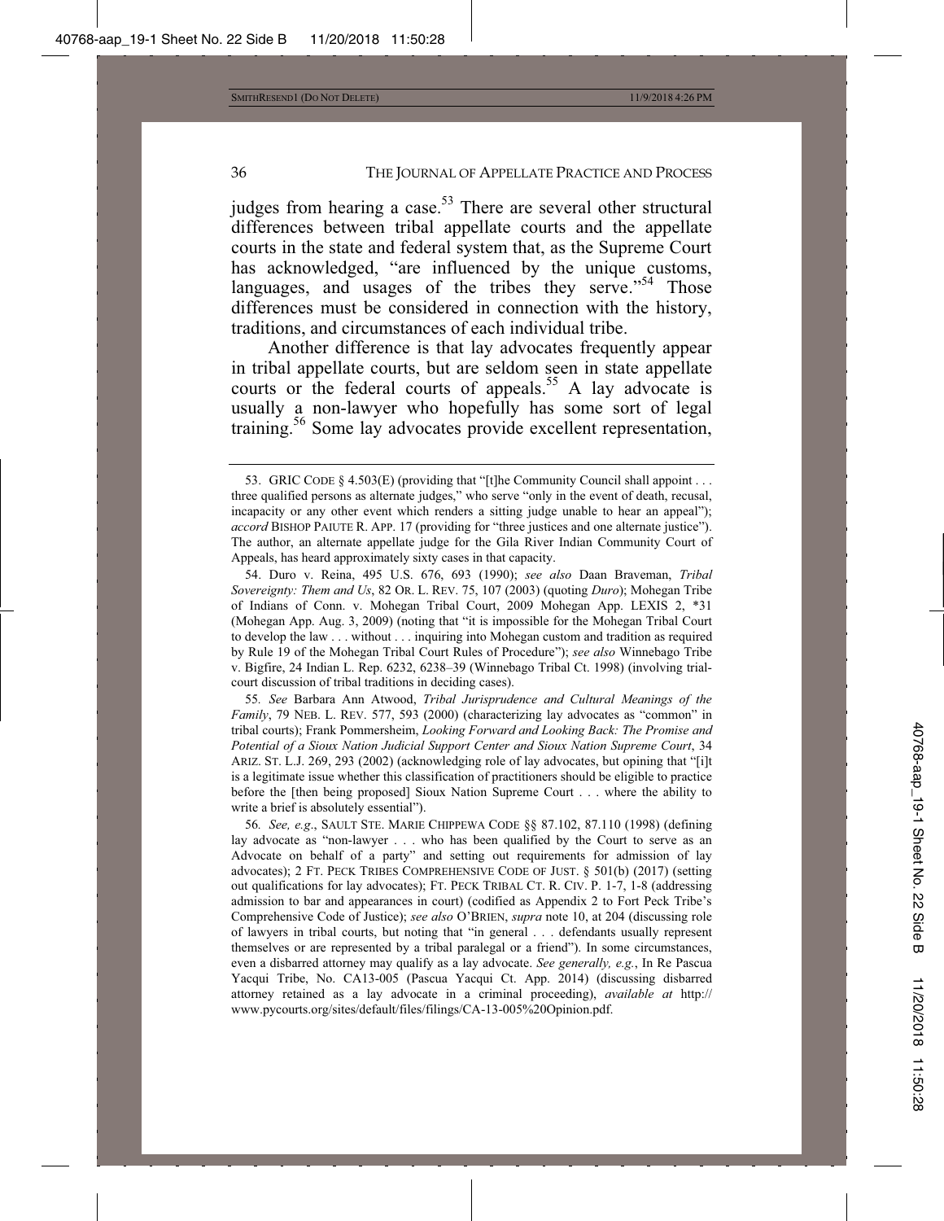judges from hearing a case.[53] There are several other structural differences between tribal appellate courts and the appellate courts in the state and federal system that, as the Supreme Court has acknowledged, "are influenced by the unique customs, languages, and usages of the tribes they serve."[54] Those differences must be considered in connection with the history, traditions, and circumstances of each individual tribe.

Another difference is that lay advocates frequently appear in tribal appellate courts, but are seldom seen in state appellate courts or the federal courts of appeals.[55] A lay advocate is usually a non-lawyer who hopefully has some sort of legal training.[56] Some lay advocates provide excellent representation,

---

53. GRIC CODE § 4.503(E) (providing that "[t]he Community Council shall appoint . . . three qualified persons as alternate judges," who serve "only in the event of death, recusal, incapacity or any other event which renders a sitting judge unable to hear an appeal"); *accord* BISHOP PAIUTE R. APP. 17 (providing for "three justices and one alternate justice"). The author, an alternate appellate judge for the Gila River Indian Community Court of Appeals, has heard approximately sixty cases in that capacity.

54. Duro v. Reina, 495 U.S. 676, 693 (1990); *see also* Daan Braveman, *Tribal Sovereignty: Them and Us*, 82 OR. L. REV. 75, 107 (2003) (quoting *Duro*); Mohegan Tribe of Indians of Conn. v. Mohegan Tribal Court, 2009 Mohegan App. LEXIS 2, \*31 (Mohegan App. Aug. 3, 2009) (noting that "it is impossible for the Mohegan Tribal Court to develop the law . . . without . . . inquiring into Mohegan custom and tradition as required by Rule 19 of the Mohegan Tribal Court Rules of Procedure"); *see also* Winnebago Tribe v. Bigfire, 24 Indian L. Rep. 6232, 6238–39 (Winnebago Tribal Ct. 1998) (involving trial-court discussion of tribal traditions in deciding cases).

55. *See* Barbara Ann Atwood, *Tribal Jurisprudence and Cultural Meanings of the Family*, 79 NEB. L. REV. 577, 593 (2000) (characterizing lay advocates as "common" in tribal courts); Frank Pommersheim, *Looking Forward and Looking Back: The Promise and Potential of a Sioux Nation Judicial Support Center and Sioux Nation Supreme Court*, 34 ARIZ. ST. L.J. 269, 293 (2002) (acknowledging role of lay advocates, but opining that "[i]t is a legitimate issue whether this classification of practitioners should be eligible to practice before the [then being proposed] Sioux Nation Supreme Court . . . where the ability to write a brief is absolutely essential").

56. *See, e.g.*, SAULT STE. MARIE CHIPPEWA CODE §§ 87.102, 87.110 (1998) (defining lay advocate as "non-lawyer . . . who has been qualified by the Court to serve as an Advocate on behalf of a party" and setting out requirements for admission of lay advocates); 2 FT. PECK TRIBES COMPREHENSIVE CODE OF JUST. § 501(b) (2017) (setting out qualifications for lay advocates); FT. PECK TRIBAL CT. R. CIV. P. 1-7, 1-8 (addressing admission to bar and appearances in court) (codified as Appendix 2 to Fort Peck Tribe's Comprehensive Code of Justice); *see also* O'BRIEN, *supra* note 10, at 204 (discussing role of lawyers in tribal courts, but noting that "in general . . . defendants usually represent themselves or are represented by a tribal paralegal or a friend"). In some circumstances, even a disbarred attorney may qualify as a lay advocate. *See generally, e.g.*, In Re Pascua Yacqui Tribe, No. CA13-005 (Pascua Yacqui Ct. App. 2014) (discussing disbarred attorney retained as a lay advocate in a criminal proceeding), *available at* http://www.pycourts.org/sites/default/files/filings/CA-13-005%20Opinion.pdf.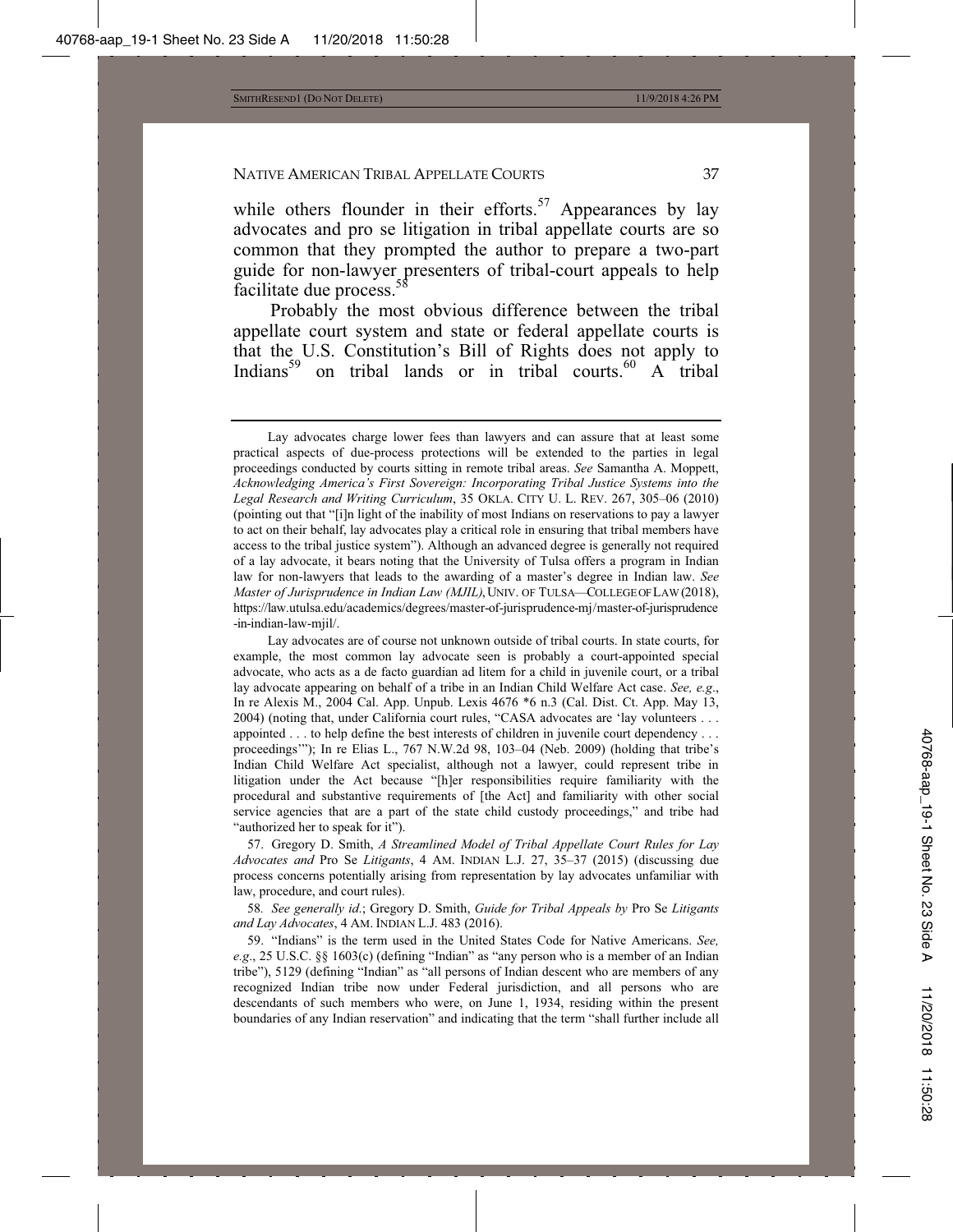while others flounder in their efforts.[57] Appearances by lay advocates and pro se litigation in tribal appellate courts are so common that they prompted the author to prepare a two-part guide for non-lawyer presenters of tribal-court appeals to help facilitate due process.[58]

Probably the most obvious difference between the tribal appellate court system and state or federal appellate courts is that the U.S. Constitution's Bill of Rights does not apply to Indians[59] on tribal lands or in tribal courts.[60] A tribal

---

Lay advocates charge lower fees than lawyers and can assure that at least some practical aspects of due-process protections will be extended to the parties in legal proceedings conducted by courts sitting in remote tribal areas. *See* Samantha A. Moppett, *Acknowledging America's First Sovereign: Incorporating Tribal Justice Systems into the Legal Research and Writing Curriculum*, 35 OKLA. CITY U. L. REV. 267, 305–06 (2010) (pointing out that "[i]n light of the inability of most Indians on reservations to pay a lawyer to act on their behalf, lay advocates play a critical role in ensuring that tribal members have access to the tribal justice system"). Although an advanced degree is generally not required of a lay advocate, it bears noting that the University of Tulsa offers a program in Indian law for non-lawyers that leads to the awarding of a master's degree in Indian law. *See Master of Jurisprudence in Indian Law (MJIL)*, UNIV. OF TULSA—COLLEGE OF LAW (2018), https://law.utulsa.edu/academics/degrees/master-of-jurisprudence-mj/master-of-jurisprudence-in-indian-law-mjil/.

Lay advocates are of course not unknown outside of tribal courts. In state courts, for example, the most common lay advocate seen is probably a court-appointed special advocate, who acts as a de facto guardian ad litem for a child in juvenile court, or a tribal lay advocate appearing on behalf of a tribe in an Indian Child Welfare Act case. *See, e.g.*, In re Alexis M., 2004 Cal. App. Unpub. Lexis 4676 *6 n.3 (Cal. Dist. Ct. App. May 13, 2004) (noting that, under California court rules, "CASA advocates are 'lay volunteers . . . appointed . . . to help define the best interests of children in juvenile court dependency . . . proceedings'"); In re Elias L., 767 N.W.2d 98, 103–04 (Neb. 2009) (holding that tribe's Indian Child Welfare Act specialist, although not a lawyer, could represent tribe in litigation under the Act because "[h]er responsibilities require familiarity with the procedural and substantive requirements of [the Act] and familiarity with other social service agencies that are a part of the state child custody proceedings," and tribe had "authorized her to speak for it").

57. Gregory D. Smith, *A Streamlined Model of Tribal Appellate Court Rules for Lay Advocates and* Pro Se *Litigants*, 4 AM. INDIAN L.J. 27, 35–37 (2015) (discussing due process concerns potentially arising from representation by lay advocates unfamiliar with law, procedure, and court rules).

58. *See generally id.*; Gregory D. Smith, *Guide for Tribal Appeals by* Pro Se *Litigants and Lay Advocates*, 4 AM. INDIAN L.J. 483 (2016).

59. "Indians" is the term used in the United States Code for Native Americans. *See, e.g.*, 25 U.S.C. §§ 1603(c) (defining "Indian" as "any person who is a member of an Indian tribe"), 5129 (defining "Indian" as "all persons of Indian descent who are members of any recognized Indian tribe now under Federal jurisdiction, and all persons who are descendants of such members who were, on June 1, 1934, residing within the present boundaries of any Indian reservation" and indicating that the term "shall further include all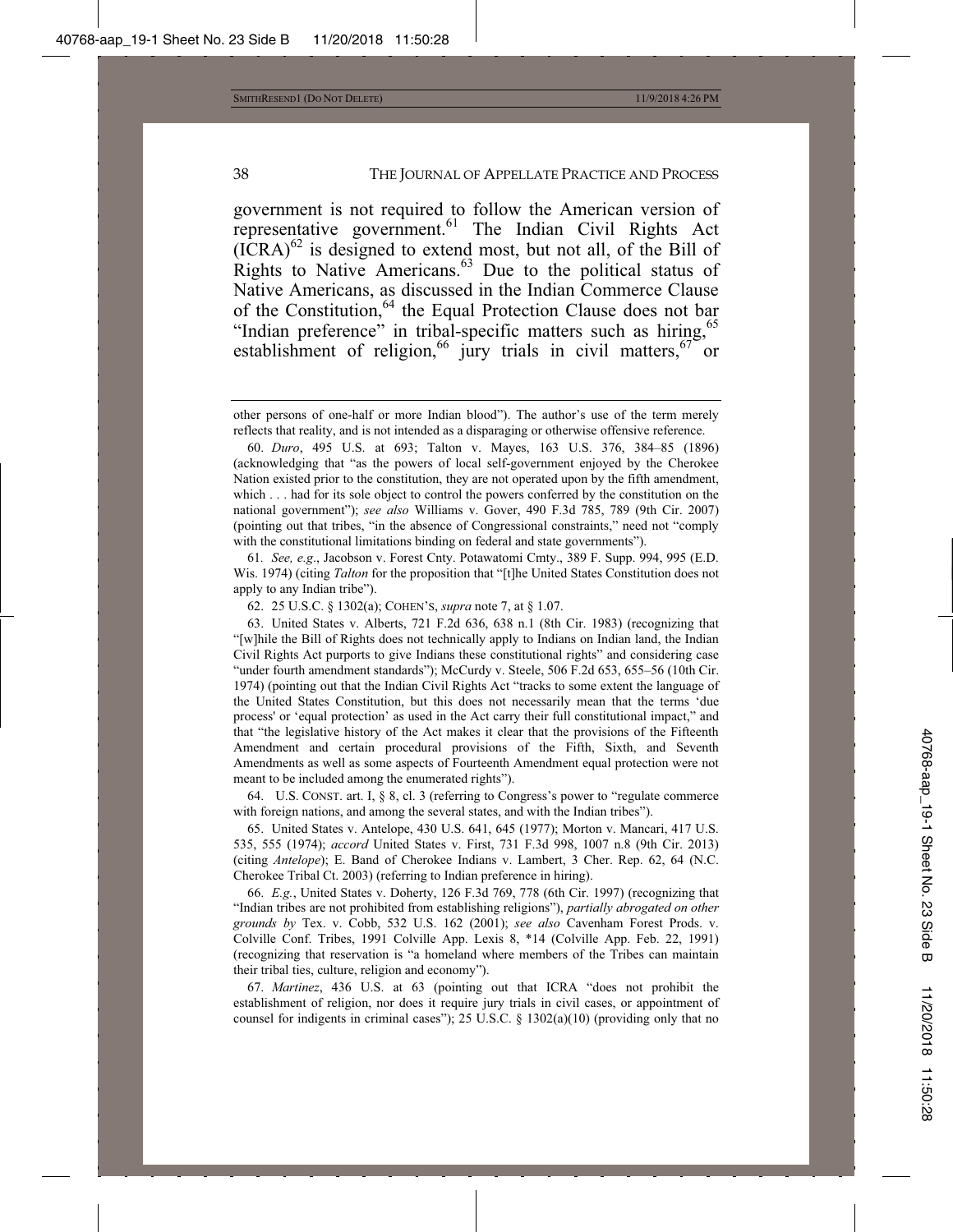government is not required to follow the American version of representative government.[61] The Indian Civil Rights Act (ICRA)[62] is designed to extend most, but not all, of the Bill of Rights to Native Americans.[63] Due to the political status of Native Americans, as discussed in the Indian Commerce Clause of the Constitution,[64] the Equal Protection Clause does not bar "Indian preference" in tribal-specific matters such as hiring,[65] establishment of religion,[66] jury trials in civil matters,[67] or

---

other persons of one-half or more Indian blood"). The author's use of the term merely reflects that reality, and is not intended as a disparaging or otherwise offensive reference.

60. *Duro*, 495 U.S. at 693; Talton v. Mayes, 163 U.S. 376, 384–85 (1896) (acknowledging that "as the powers of local self-government enjoyed by the Cherokee Nation existed prior to the constitution, they are not operated upon by the fifth amendment, which . . . had for its sole object to control the powers conferred by the constitution on the national government"); *see also* Williams v. Gover, 490 F.3d 785, 789 (9th Cir. 2007) (pointing out that tribes, "in the absence of Congressional constraints," need not "comply with the constitutional limitations binding on federal and state governments").

61. *See, e.g.*, Jacobson v. Forest Cnty. Potawatomi Cmty., 389 F. Supp. 994, 995 (E.D. Wis. 1974) (citing *Talton* for the proposition that "[t]he United States Constitution does not apply to any Indian tribe").

62. 25 U.S.C. § 1302(a); COHEN'S, *supra* note 7, at § 1.07.

63. United States v. Alberts, 721 F.2d 636, 638 n.1 (8th Cir. 1983) (recognizing that "[w]hile the Bill of Rights does not technically apply to Indians on Indian land, the Indian Civil Rights Act purports to give Indians these constitutional rights" and considering case "under fourth amendment standards"); McCurdy v. Steele, 506 F.2d 653, 655–56 (10th Cir. 1974) (pointing out that the Indian Civil Rights Act "tracks to some extent the language of the United States Constitution, but this does not necessarily mean that the terms 'due process' or 'equal protection' as used in the Act carry their full constitutional impact," and that "the legislative history of the Act makes it clear that the provisions of the Fifteenth Amendment and certain procedural provisions of the Fifth, Sixth, and Seventh Amendments as well as some aspects of Fourteenth Amendment equal protection were not meant to be included among the enumerated rights").

64. U.S. CONST. art. I, § 8, cl. 3 (referring to Congress's power to "regulate commerce with foreign nations, and among the several states, and with the Indian tribes").

65. United States v. Antelope, 430 U.S. 641, 645 (1977); Morton v. Mancari, 417 U.S. 535, 555 (1974); *accord* United States v. First, 731 F.3d 998, 1007 n.8 (9th Cir. 2013) (citing *Antelope*); E. Band of Cherokee Indians v. Lambert, 3 Cher. Rep. 62, 64 (N.C. Cherokee Tribal Ct. 2003) (referring to Indian preference in hiring).

66. *E.g.*, United States v. Doherty, 126 F.3d 769, 778 (6th Cir. 1997) (recognizing that "Indian tribes are not prohibited from establishing religions"), *partially abrogated on other grounds by* Tex. v. Cobb, 532 U.S. 162 (2001); *see also* Cavenham Forest Prods. v. Colville Conf. Tribes, 1991 Colville App. Lexis 8, *14 (Colville App. Feb. 22, 1991) (recognizing that reservation is "a homeland where members of the Tribes can maintain their tribal ties, culture, religion and economy").

67. *Martinez*, 436 U.S. at 63 (pointing out that ICRA "does not prohibit the establishment of religion, nor does it require jury trials in civil cases, or appointment of counsel for indigents in criminal cases"); 25 U.S.C. § 1302(a)(10) (providing only that no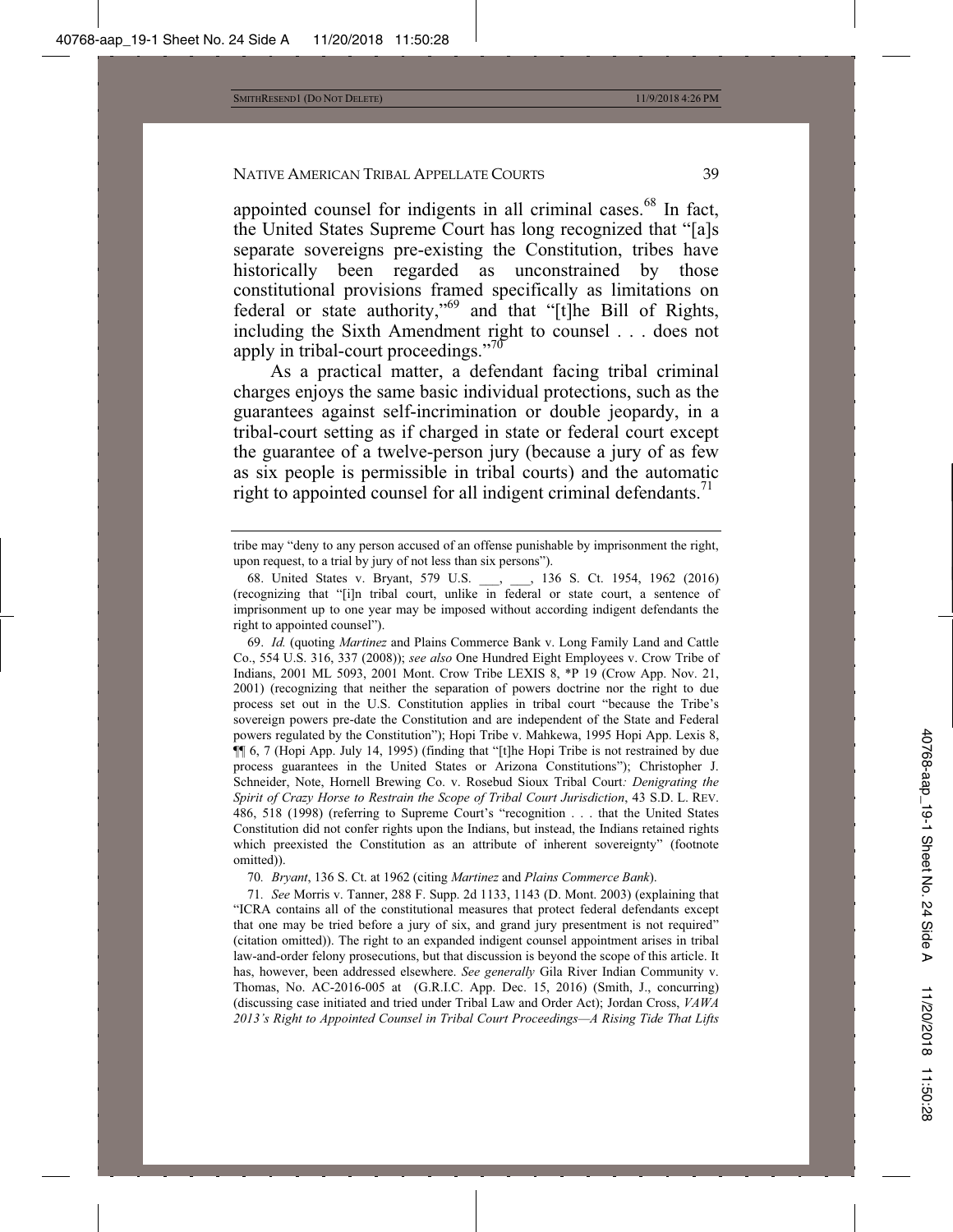appointed counsel for indigents in all criminal cases.[68] In fact, the United States Supreme Court has long recognized that "[a]s separate sovereigns pre-existing the Constitution, tribes have historically been regarded as unconstrained by those constitutional provisions framed specifically as limitations on federal or state authority,"[69] and that "[t]he Bill of Rights, including the Sixth Amendment right to counsel . . . does not apply in tribal-court proceedings."[70]

As a practical matter, a defendant facing tribal criminal charges enjoys the same basic individual protections, such as the guarantees against self-incrimination or double jeopardy, in a tribal-court setting as if charged in state or federal court except the guarantee of a twelve-person jury (because a jury of as few as six people is permissible in tribal courts) and the automatic right to appointed counsel for all indigent criminal defendants.[71]

---

tribe may "deny to any person accused of an offense punishable by imprisonment the right, upon request, to a trial by jury of not less than six persons").

68. United States v. Bryant, 579 U.S. \_\_\_, \_\_\_, 136 S. Ct. 1954, 1962 (2016) (recognizing that "[i]n tribal court, unlike in federal or state court, a sentence of imprisonment up to one year may be imposed without according indigent defendants the right to appointed counsel").

69. *Id.* (quoting *Martinez* and Plains Commerce Bank v. Long Family Land and Cattle Co., 554 U.S. 316, 337 (2008)); *see also* One Hundred Eight Employees v. Crow Tribe of Indians, 2001 ML 5093, 2001 Mont. Crow Tribe LEXIS 8, \*P 19 (Crow App. Nov. 21, 2001) (recognizing that neither the separation of powers doctrine nor the right to due process set out in the U.S. Constitution applies in tribal court "because the Tribe's sovereign powers pre-date the Constitution and are independent of the State and Federal powers regulated by the Constitution"); Hopi Tribe v. Mahkewa, 1995 Hopi App. Lexis 8, ¶¶ 6, 7 (Hopi App. July 14, 1995) (finding that "[t]he Hopi Tribe is not restrained by due process guarantees in the United States or Arizona Constitutions"); Christopher J. Schneider, Note, Hornell Brewing Co. v. Rosebud Sioux Tribal Court*: Denigrating the Spirit of Crazy Horse to Restrain the Scope of Tribal Court Jurisdiction*, 43 S.D. L. REV. 486, 518 (1998) (referring to Supreme Court's "recognition . . . that the United States Constitution did not confer rights upon the Indians, but instead, the Indians retained rights which preexisted the Constitution as an attribute of inherent sovereignty" (footnote omitted)).

70. *Bryant*, 136 S. Ct. at 1962 (citing *Martinez* and *Plains Commerce Bank*).

71. *See* Morris v. Tanner, 288 F. Supp. 2d 1133, 1143 (D. Mont. 2003) (explaining that "ICRA contains all of the constitutional measures that protect federal defendants except that one may be tried before a jury of six, and grand jury presentment is not required" (citation omitted)). The right to an expanded indigent counsel appointment arises in tribal law-and-order felony prosecutions, but that discussion is beyond the scope of this article. It has, however, been addressed elsewhere. *See generally* Gila River Indian Community v. Thomas, No. AC-2016-005 at (G.R.I.C. App. Dec. 15, 2016) (Smith, J., concurring) (discussing case initiated and tried under Tribal Law and Order Act); Jordan Cross, *VAWA 2013's Right to Appointed Counsel in Tribal Court Proceedings—A Rising Tide That Lifts*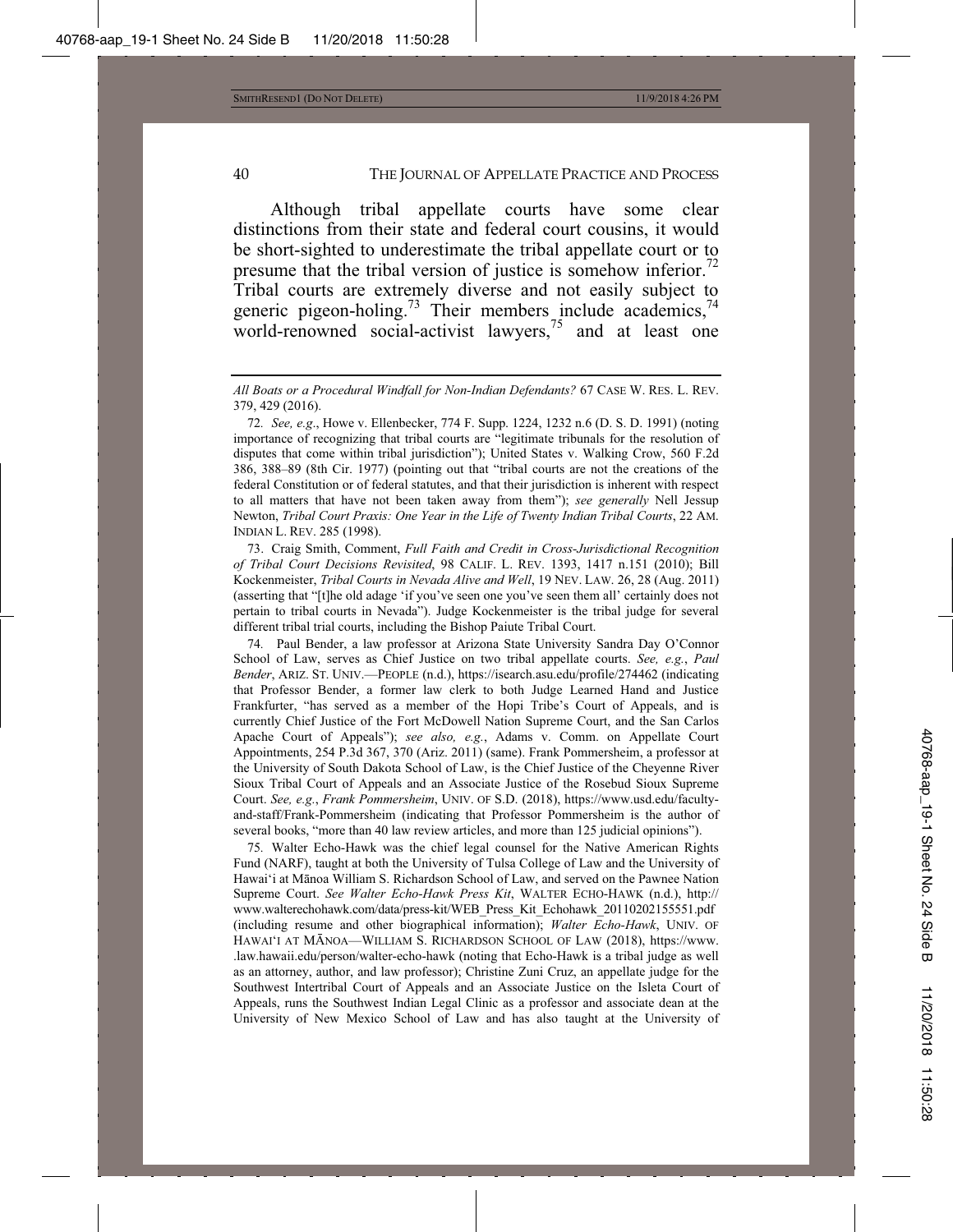Although tribal appellate courts have some clear distinctions from their state and federal court cousins, it would be short-sighted to underestimate the tribal appellate court or to presume that the tribal version of justice is somehow inferior.[72] Tribal courts are extremely diverse and not easily subject to generic pigeon-holing.[73] Their members include academics,[74] world-renowned social-activist lawyers,[75] and at least one

---

*All Boats or a Procedural Windfall for Non-Indian Defendants?* 67 CASE W. RES. L. REV. 379, 429 (2016).

72. *See, e.g.*, Howe v. Ellenbecker, 774 F. Supp. 1224, 1232 n.6 (D. S. D. 1991) (noting importance of recognizing that tribal courts are "legitimate tribunals for the resolution of disputes that come within tribal jurisdiction"); United States v. Walking Crow, 560 F.2d 386, 388–89 (8th Cir. 1977) (pointing out that "tribal courts are not the creations of the federal Constitution or of federal statutes, and that their jurisdiction is inherent with respect to all matters that have not been taken away from them"); *see generally* Nell Jessup Newton, *Tribal Court Praxis: One Year in the Life of Twenty Indian Tribal Courts*, 22 AM. INDIAN L. REV. 285 (1998).

73. Craig Smith, Comment, *Full Faith and Credit in Cross-Jurisdictional Recognition of Tribal Court Decisions Revisited*, 98 CALIF. L. REV. 1393, 1417 n.151 (2010); Bill Kockenmeister, *Tribal Courts in Nevada Alive and Well*, 19 NEV. LAW. 26, 28 (Aug. 2011) (asserting that "[t]he old adage 'if you've seen one you've seen them all' certainly does not pertain to tribal courts in Nevada"). Judge Kockenmeister is the tribal judge for several different tribal trial courts, including the Bishop Paiute Tribal Court.

74. Paul Bender, a law professor at Arizona State University Sandra Day O'Connor School of Law, serves as Chief Justice on two tribal appellate courts. *See, e.g.*, *Paul Bender*, ARIZ. ST. UNIV.—PEOPLE (n.d.), https://isearch.asu.edu/profile/274462 (indicating that Professor Bender, a former law clerk to both Judge Learned Hand and Justice Frankfurter, "has served as a member of the Hopi Tribe's Court of Appeals, and is currently Chief Justice of the Fort McDowell Nation Supreme Court, and the San Carlos Apache Court of Appeals"); *see also, e.g.*, Adams v. Comm. on Appellate Court Appointments, 254 P.3d 367, 370 (Ariz. 2011) (same). Frank Pommersheim, a professor at the University of South Dakota School of Law, is the Chief Justice of the Cheyenne River Sioux Tribal Court of Appeals and an Associate Justice of the Rosebud Sioux Supreme Court. *See, e.g.*, *Frank Pommersheim*, UNIV. OF S.D. (2018), https://www.usd.edu/faculty-and-staff/Frank-Pommersheim (indicating that Professor Pommersheim is the author of several books, "more than 40 law review articles, and more than 125 judicial opinions").

75. Walter Echo-Hawk was the chief legal counsel for the Native American Rights Fund (NARF), taught at both the University of Tulsa College of Law and the University of Hawaiʻi at Mānoa William S. Richardson School of Law, and served on the Pawnee Nation Supreme Court. *See Walter Echo-Hawk Press Kit*, WALTER ECHO-HAWK (n.d.), http://www.walterechohawk.com/data/press-kit/WEB_Press_Kit_Echohawk_20110202155551.pdf (including resume and other biographical information); *Walter Echo-Hawk*, UNIV. OF HAWAIʻI AT MĀNOA—WILLIAM S. RICHARDSON SCHOOL OF LAW (2018), https://www..law.hawaii.edu/person/walter-echo-hawk (noting that Echo-Hawk is a tribal judge as well as an attorney, author, and law professor); Christine Zuni Cruz, an appellate judge for the Southwest Intertribal Court of Appeals and an Associate Justice on the Isleta Court of Appeals, runs the Southwest Indian Legal Clinic as a professor and associate dean at the University of New Mexico School of Law and has also taught at the University of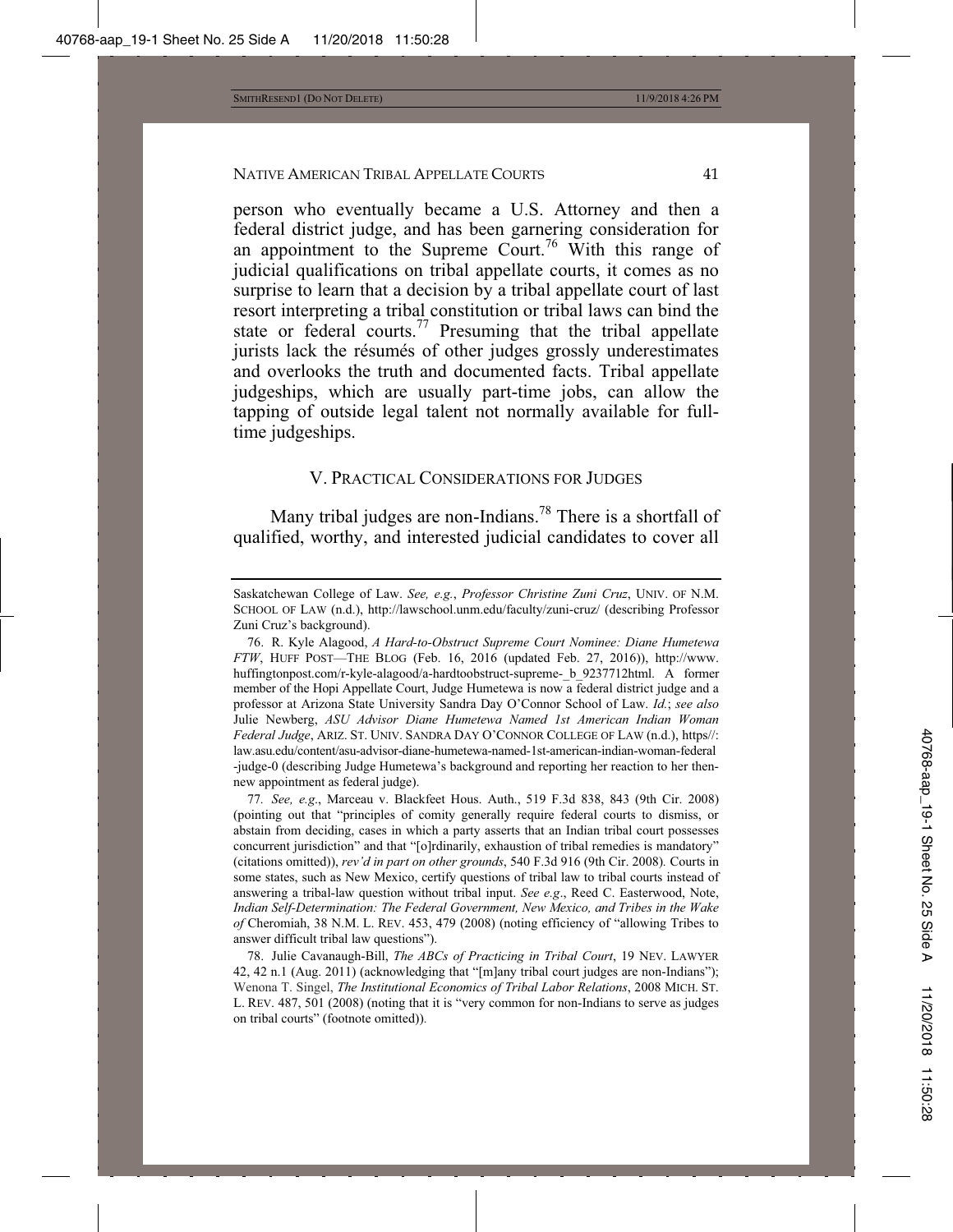person who eventually became a U.S. Attorney and then a federal district judge, and has been garnering consideration for an appointment to the Supreme Court.[76] With this range of judicial qualifications on tribal appellate courts, it comes as no surprise to learn that a decision by a tribal appellate court of last resort interpreting a tribal constitution or tribal laws can bind the state or federal courts.[77] Presuming that the tribal appellate jurists lack the résumés of other judges grossly underestimates and overlooks the truth and documented facts. Tribal appellate judgeships, which are usually part-time jobs, can allow the tapping of outside legal talent not normally available for full-time judgeships.

## V. PRACTICAL CONSIDERATIONS FOR JUDGES

Many tribal judges are non-Indians.[78] There is a shortfall of qualified, worthy, and interested judicial candidates to cover all

---

Saskatchewan College of Law. *See, e.g.*, *Professor Christine Zuni Cruz*, UNIV. OF N.M. SCHOOL OF LAW (n.d.), http://lawschool.unm.edu/faculty/zuni-cruz/ (describing Professor Zuni Cruz's background).

76. R. Kyle Alagood, *A Hard-to-Obstruct Supreme Court Nominee: Diane Humetewa FTW*, HUFF POST—THE BLOG (Feb. 16, 2016 (updated Feb. 27, 2016)), http://www.huffingtonpost.com/r-kyle-alagood/a-hardtoobstruct-supreme-_b_9237712html. A former member of the Hopi Appellate Court, Judge Humetewa is now a federal district judge and a professor at Arizona State University Sandra Day O'Connor School of Law. *Id.*; *see also* Julie Newberg, *ASU Advisor Diane Humetewa Named 1st American Indian Woman Federal Judge*, ARIZ. ST. UNIV. SANDRA DAY O'CONNOR COLLEGE OF LAW (n.d.), https//: law.asu.edu/content/asu-advisor-diane-humetewa-named-1st-american-indian-woman-federal-judge-0 (describing Judge Humetewa's background and reporting her reaction to her then-new appointment as federal judge).

77. *See, e.g.*, Marceau v. Blackfeet Hous. Auth., 519 F.3d 838, 843 (9th Cir. 2008) (pointing out that "principles of comity generally require federal courts to dismiss, or abstain from deciding, cases in which a party asserts that an Indian tribal court possesses concurrent jurisdiction" and that "[o]rdinarily, exhaustion of tribal remedies is mandatory" (citations omitted)), *rev'd in part on other grounds*, 540 F.3d 916 (9th Cir. 2008). Courts in some states, such as New Mexico, certify questions of tribal law to tribal courts instead of answering a tribal-law question without tribal input. *See e.g*., Reed C. Easterwood, Note, *Indian Self-Determination: The Federal Government, New Mexico, and Tribes in the Wake of* Cheromiah, 38 N.M. L. REV. 453, 479 (2008) (noting efficiency of "allowing Tribes to answer difficult tribal law questions").

78. Julie Cavanaugh-Bill, *The ABCs of Practicing in Tribal Court*, 19 NEV. LAWYER 42, 42 n.1 (Aug. 2011) (acknowledging that "[m]any tribal court judges are non-Indians"); Wenona T. Singel, *The Institutional Economics of Tribal Labor Relations*, 2008 MICH. ST. L. REV. 487, 501 (2008) (noting that it is "very common for non-Indians to serve as judges on tribal courts" (footnote omitted)).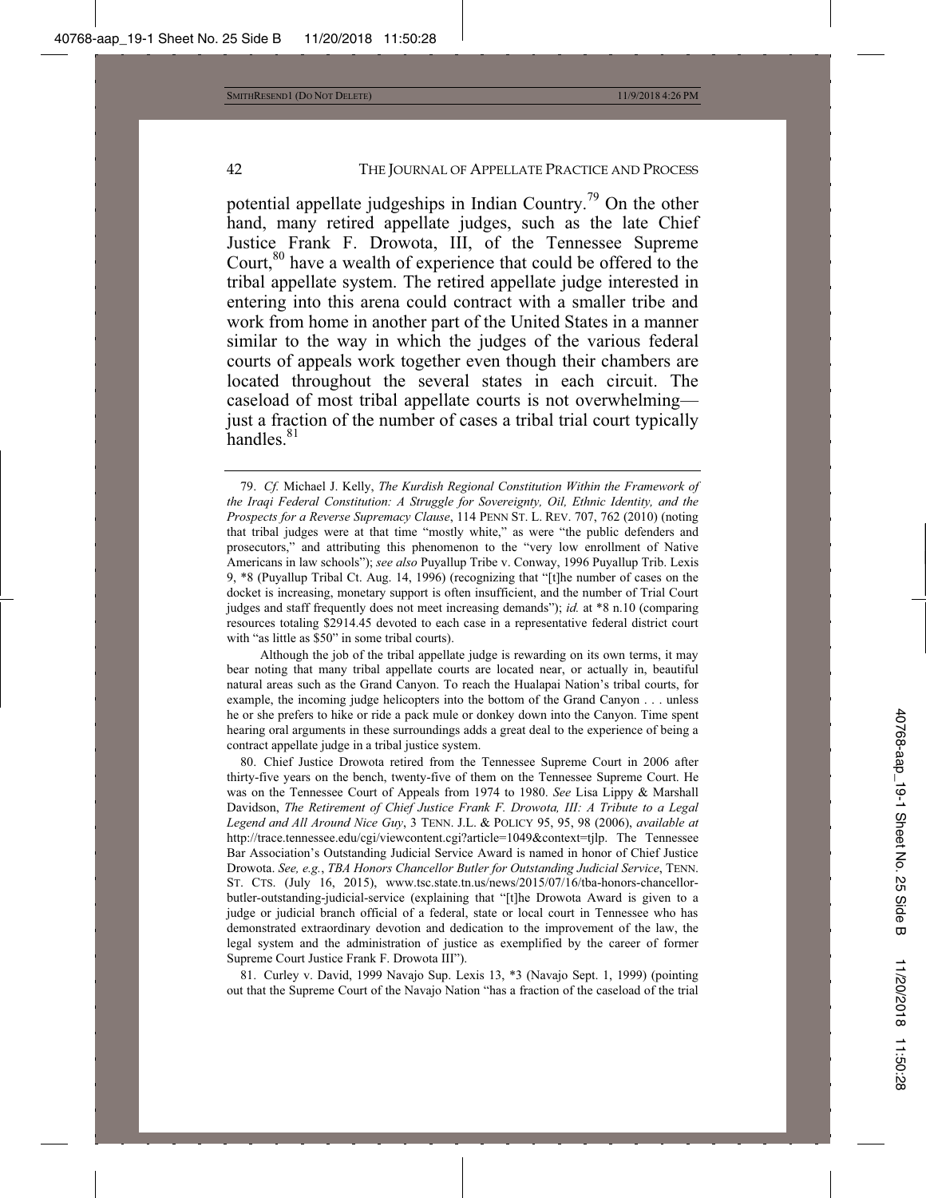potential appellate judgeships in Indian Country.[79] On the other hand, many retired appellate judges, such as the late Chief Justice Frank F. Drowota, III, of the Tennessee Supreme Court,[80] have a wealth of experience that could be offered to the tribal appellate system. The retired appellate judge interested in entering into this arena could contract with a smaller tribe and work from home in another part of the United States in a manner similar to the way in which the judges of the various federal courts of appeals work together even though their chambers are located throughout the several states in each circuit. The caseload of most tribal appellate courts is not overwhelming—just a fraction of the number of cases a tribal trial court typically handles.[81]

---

79. *Cf.* Michael J. Kelly, *The Kurdish Regional Constitution Within the Framework of the Iraqi Federal Constitution: A Struggle for Sovereignty, Oil, Ethnic Identity, and the Prospects for a Reverse Supremacy Clause*, 114 PENN ST. L. REV. 707, 762 (2010) (noting that tribal judges were at that time "mostly white," as were "the public defenders and prosecutors," and attributing this phenomenon to the "very low enrollment of Native Americans in law schools"); *see also* Puyallup Tribe v. Conway, 1996 Puyallup Trib. Lexis 9, \*8 (Puyallup Tribal Ct. Aug. 14, 1996) (recognizing that "[t]he number of cases on the docket is increasing, monetary support is often insufficient, and the number of Trial Court judges and staff frequently does not meet increasing demands"); *id.* at \*8 n.10 (comparing resources totaling $2914.45 devoted to each case in a representative federal district court with "as little as $50" in some tribal courts).

Although the job of the tribal appellate judge is rewarding on its own terms, it may bear noting that many tribal appellate courts are located near, or actually in, beautiful natural areas such as the Grand Canyon. To reach the Hualapai Nation's tribal courts, for example, the incoming judge helicopters into the bottom of the Grand Canyon . . . unless he or she prefers to hike or ride a pack mule or donkey down into the Canyon. Time spent hearing oral arguments in these surroundings adds a great deal to the experience of being a contract appellate judge in a tribal justice system.

80. Chief Justice Drowota retired from the Tennessee Supreme Court in 2006 after thirty-five years on the bench, twenty-five of them on the Tennessee Supreme Court. He was on the Tennessee Court of Appeals from 1974 to 1980. *See* Lisa Lippy & Marshall Davidson, *The Retirement of Chief Justice Frank F. Drowota, III: A Tribute to a Legal Legend and All Around Nice Guy*, 3 TENN. J.L. & POLICY 95, 95, 98 (2006), *available at* http://trace.tennessee.edu/cgi/viewcontent.cgi?article=1049&context=tjlp. The Tennessee Bar Association's Outstanding Judicial Service Award is named in honor of Chief Justice Drowota. *See, e.g.*, *TBA Honors Chancellor Butler for Outstanding Judicial Service*, TENN. ST. CTS. (July 16, 2015), www.tsc.state.tn.us/news/2015/07/16/tba-honors-chancellor-butler-outstanding-judicial-service (explaining that "[t]he Drowota Award is given to a judge or judicial branch official of a federal, state or local court in Tennessee who has demonstrated extraordinary devotion and dedication to the improvement of the law, the legal system and the administration of justice as exemplified by the career of former Supreme Court Justice Frank F. Drowota III").

81. Curley v. David, 1999 Navajo Sup. Lexis 13, \*3 (Navajo Sept. 1, 1999) (pointing out that the Supreme Court of the Navajo Nation "has a fraction of the caseload of the trial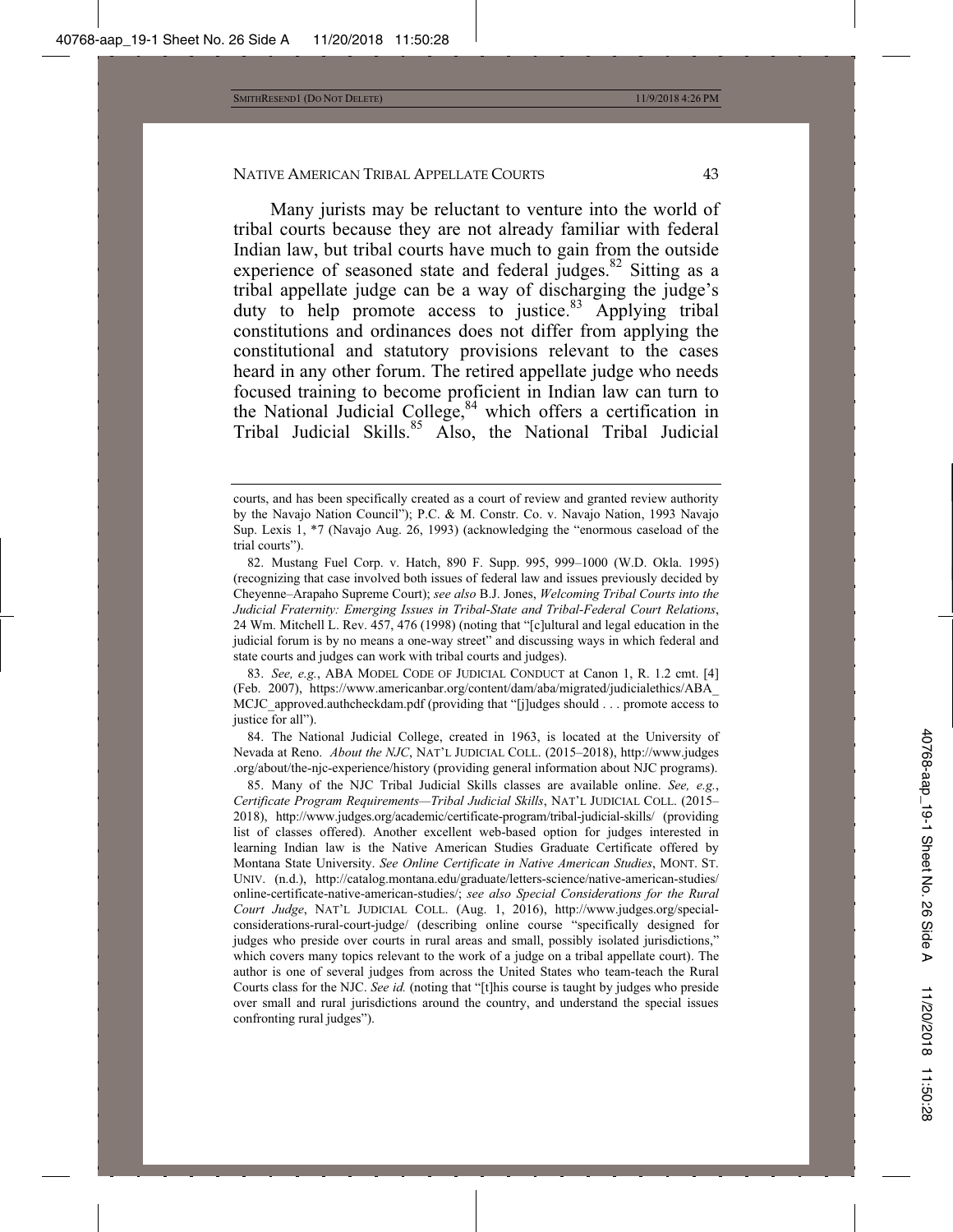Many jurists may be reluctant to venture into the world of tribal courts because they are not already familiar with federal Indian law, but tribal courts have much to gain from the outside experience of seasoned state and federal judges.[82] Sitting as a tribal appellate judge can be a way of discharging the judge's duty to help promote access to justice.[83] Applying tribal constitutions and ordinances does not differ from applying the constitutional and statutory provisions relevant to the cases heard in any other forum. The retired appellate judge who needs focused training to become proficient in Indian law can turn to the National Judicial College,[84] which offers a certification in Tribal Judicial Skills.[85] Also, the National Tribal Judicial

---

courts, and has been specifically created as a court of review and granted review authority by the Navajo Nation Council"); P.C. & M. Constr. Co. v. Navajo Nation, 1993 Navajo Sup. Lexis 1, *7 (Navajo Aug. 26, 1993) (acknowledging the "enormous caseload of the trial courts").

82. Mustang Fuel Corp. v. Hatch, 890 F. Supp. 995, 999–1000 (W.D. Okla. 1995) (recognizing that case involved both issues of federal law and issues previously decided by Cheyenne–Arapaho Supreme Court); *see also* B.J. Jones, *Welcoming Tribal Courts into the Judicial Fraternity: Emerging Issues in Tribal-State and Tribal-Federal Court Relations*, 24 Wm. Mitchell L. Rev. 457, 476 (1998) (noting that "[c]ultural and legal education in the judicial forum is by no means a one-way street" and discussing ways in which federal and state courts and judges can work with tribal courts and judges).

83. *See, e.g.*, ABA MODEL CODE OF JUDICIAL CONDUCT at Canon 1, R. 1.2 cmt. [4] (Feb. 2007), https://www.americanbar.org/content/dam/aba/migrated/judicialethics/ABA_MCJC_approved.authcheckdam.pdf (providing that "[j]udges should . . . promote access to justice for all").

84. The National Judicial College, created in 1963, is located at the University of Nevada at Reno. *About the NJC*, NAT'L JUDICIAL COLL. (2015–2018), http://www.judges.org/about/the-njc-experience/history (providing general information about NJC programs).

85. Many of the NJC Tribal Judicial Skills classes are available online. *See, e.g.*, *Certificate Program Requirements—Tribal Judicial Skills*, NAT'L JUDICIAL COLL. (2015–2018), http://www.judges.org/academic/certificate-program/tribal-judicial-skills/ (providing list of classes offered). Another excellent web-based option for judges interested in learning Indian law is the Native American Studies Graduate Certificate offered by Montana State University. *See Online Certificate in Native American Studies*, MONT. ST. UNIV. (n.d.), http://catalog.montana.edu/graduate/letters-science/native-american-studies/online-certificate-native-american-studies/; *see also Special Considerations for the Rural Court Judge*, NAT'L JUDICIAL COLL. (Aug. 1, 2016), http://www.judges.org/special-considerations-rural-court-judge/ (describing online course "specifically designed for judges who preside over courts in rural areas and small, possibly isolated jurisdictions," which covers many topics relevant to the work of a judge on a tribal appellate court). The author is one of several judges from across the United States who team-teach the Rural Courts class for the NJC. *See id.* (noting that "[t]his course is taught by judges who preside over small and rural jurisdictions around the country, and understand the special issues confronting rural judges").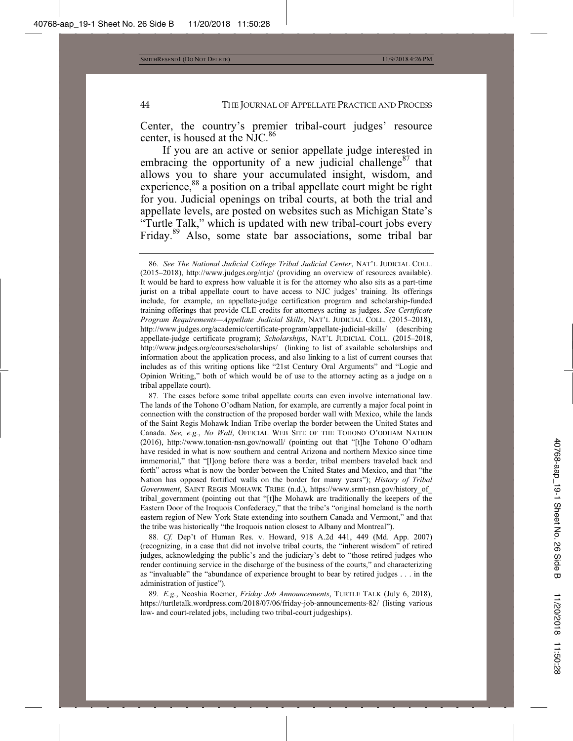Center, the country's premier tribal-court judges' resource center, is housed at the NJC.[86]

If you are an active or senior appellate judge interested in embracing the opportunity of a new judicial challenge[87] that allows you to share your accumulated insight, wisdom, and experience,[88] a position on a tribal appellate court might be right for you. Judicial openings on tribal courts, at both the trial and appellate levels, are posted on websites such as Michigan State's "Turtle Talk," which is updated with new tribal-court jobs every Friday.[89] Also, some state bar associations, some tribal bar

---

86. *See The National Judicial College Tribal Judicial Center*, NAT'L JUDICIAL COLL. (2015–2018), http://www.judges.org/ntjc/ (providing an overview of resources available). It would be hard to express how valuable it is for the attorney who also sits as a part-time jurist on a tribal appellate court to have access to NJC judges' training. Its offerings include, for example, an appellate-judge certification program and scholarship-funded training offerings that provide CLE credits for attorneys acting as judges. *See Certificate Program Requirements—Appellate Judicial Skills*, NAT'L JUDICIAL COLL. (2015–2018), http://www.judges.org/academic/certificate-program/appellate-judicial-skills/ (describing appellate-judge certificate program); *Scholarships*, NAT'L JUDICIAL COLL. (2015–2018, http://www.judges.org/courses/scholarships/ (linking to list of available scholarships and information about the application process, and also linking to a list of current courses that includes as of this writing options like "21st Century Oral Arguments" and "Logic and Opinion Writing," both of which would be of use to the attorney acting as a judge on a tribal appellate court).

87. The cases before some tribal appellate courts can even involve international law. The lands of the Tohono O'odham Nation, for example, are currently a major focal point in connection with the construction of the proposed border wall with Mexico, while the lands of the Saint Regis Mohawk Indian Tribe overlap the border between the United States and Canada. *See, e.g.*, *No Wall*, OFFICIAL WEB SITE OF THE TOHONO O'ODHAM NATION (2016), http://www.tonation-nsn.gov/nowall/ (pointing out that "[t]he Tohono O'odham have resided in what is now southern and central Arizona and northern Mexico since time immemorial," that "[l]ong before there was a border, tribal members traveled back and forth" across what is now the border between the United States and Mexico, and that "the Nation has opposed fortified walls on the border for many years"); *History of Tribal Government*, SAINT REGIS MOHAWK TRIBE (n.d.), https://www.srmt-nsn.gov/history_of_tribal_government (pointing out that "[t]he Mohawk are traditionally the keepers of the Eastern Door of the Iroquois Confederacy," that the tribe's "original homeland is the north eastern region of New York State extending into southern Canada and Vermont," and that the tribe was historically "the Iroquois nation closest to Albany and Montreal").

88. *Cf.* Dep't of Human Res. v. Howard, 918 A.2d 441, 449 (Md. App. 2007) (recognizing, in a case that did not involve tribal courts, the "inherent wisdom" of retired judges, acknowledging the public's and the judiciary's debt to "those retired judges who render continuing service in the discharge of the business of the courts," and characterizing as "invaluable" the "abundance of experience brought to bear by retired judges . . . in the administration of justice").

89. *E.g.*, Neoshia Roemer, *Friday Job Announcements*, TURTLE TALK (July 6, 2018), https://turtletalk.wordpress.com/2018/07/06/friday-job-announcements-82/ (listing various law- and court-related jobs, including two tribal-court judgeships).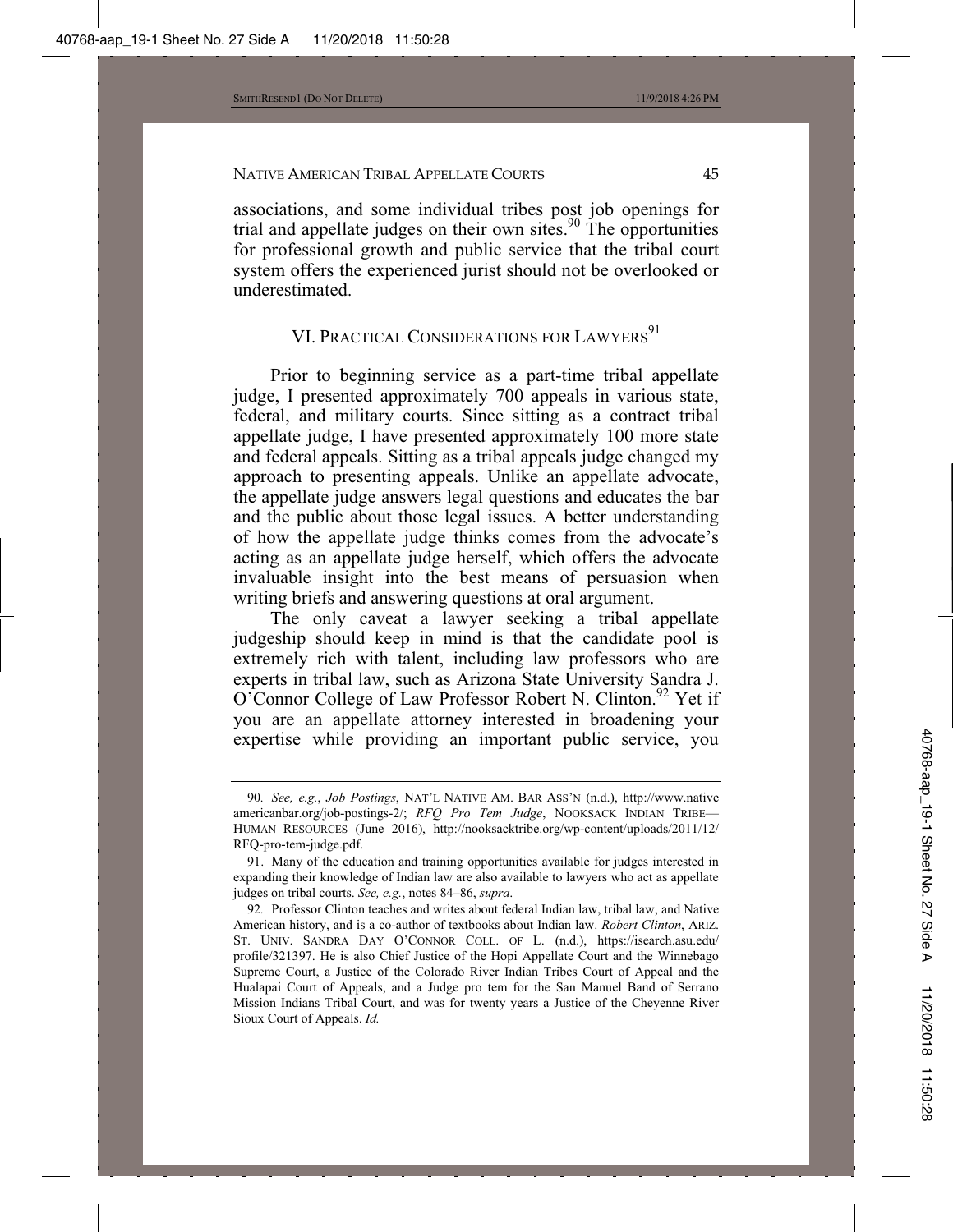associations, and some individual tribes post job openings for trial and appellate judges on their own sites.[90] The opportunities for professional growth and public service that the tribal court system offers the experienced jurist should not be overlooked or underestimated.

## VI. PRACTICAL CONSIDERATIONS FOR LAWYERS[91]

Prior to beginning service as a part-time tribal appellate judge, I presented approximately 700 appeals in various state, federal, and military courts. Since sitting as a contract tribal appellate judge, I have presented approximately 100 more state and federal appeals. Sitting as a tribal appeals judge changed my approach to presenting appeals. Unlike an appellate advocate, the appellate judge answers legal questions and educates the bar and the public about those legal issues. A better understanding of how the appellate judge thinks comes from the advocate's acting as an appellate judge herself, which offers the advocate invaluable insight into the best means of persuasion when writing briefs and answering questions at oral argument.

The only caveat a lawyer seeking a tribal appellate judgeship should keep in mind is that the candidate pool is extremely rich with talent, including law professors who are experts in tribal law, such as Arizona State University Sandra J. O'Connor College of Law Professor Robert N. Clinton.[92] Yet if you are an appellate attorney interested in broadening your expertise while providing an important public service, you

---

90. *See, e.g.*, *Job Postings*, NAT'L NATIVE AM. BAR ASS'N (n.d.), http://www.nativeamericanbar.org/job-postings-2/; *RFQ Pro Tem Judge*, NOOKSACK INDIAN TRIBE—HUMAN RESOURCES (June 2016), http://nooksacktribe.org/wp-content/uploads/2011/12/RFQ-pro-tem-judge.pdf.

91. Many of the education and training opportunities available for judges interested in expanding their knowledge of Indian law are also available to lawyers who act as appellate judges on tribal courts. *See, e.g.*, notes 84–86, *supra*.

92. Professor Clinton teaches and writes about federal Indian law, tribal law, and Native American history, and is a co-author of textbooks about Indian law. *Robert Clinton*, ARIZ. ST. UNIV. SANDRA DAY O'CONNOR COLL. OF L. (n.d.), https://isearch.asu.edu/profile/321397. He is also Chief Justice of the Hopi Appellate Court and the Winnebago Supreme Court, a Justice of the Colorado River Indian Tribes Court of Appeal and the Hualapai Court of Appeals, and a Judge pro tem for the San Manuel Band of Serrano Mission Indians Tribal Court, and was for twenty years a Justice of the Cheyenne River Sioux Court of Appeals. *Id.*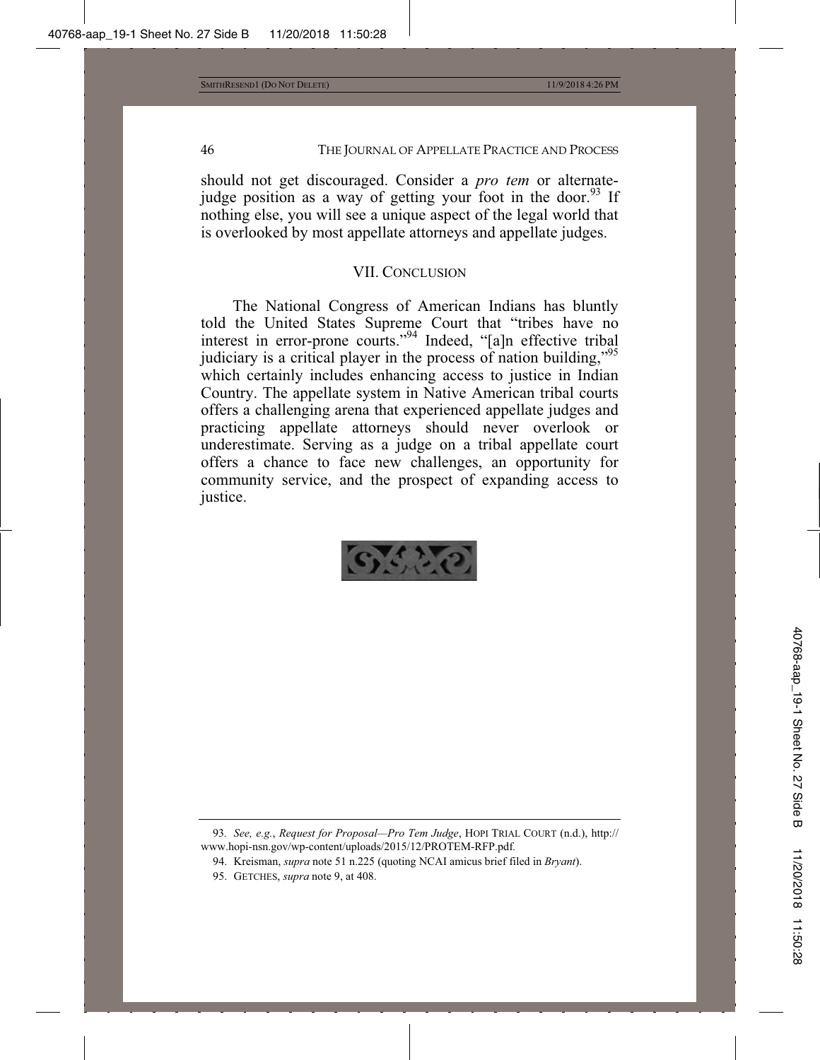should not get discouraged. Consider a *pro tem* or alternate-judge position as a way of getting your foot in the door.[93] If nothing else, you will see a unique aspect of the legal world that is overlooked by most appellate attorneys and appellate judges.

## VII. CONCLUSION

The National Congress of American Indians has bluntly told the United States Supreme Court that "tribes have no interest in error-prone courts."[94] Indeed, "[a]n effective tribal judiciary is a critical player in the process of nation building,"[95] which certainly includes enhancing access to justice in Indian Country. The appellate system in Native American tribal courts offers a challenging arena that experienced appellate judges and practicing appellate attorneys should never overlook or underestimate. Serving as a judge on a tribal appellate court offers a chance to face new challenges, an opportunity for community service, and the prospect of expanding access to justice.

---

93. *See, e.g.*, *Request for Proposal—Pro Tem Judge*, HOPI TRIAL COURT (n.d.), http://www.hopi-nsn.gov/wp-content/uploads/2015/12/PROTEM-RFP.pdf.

94. Kreisman, *supra* note 51 n.225 (quoting NCAI amicus brief filed in *Bryant*).

95. GETCHES, *supra* note 9, at 408.